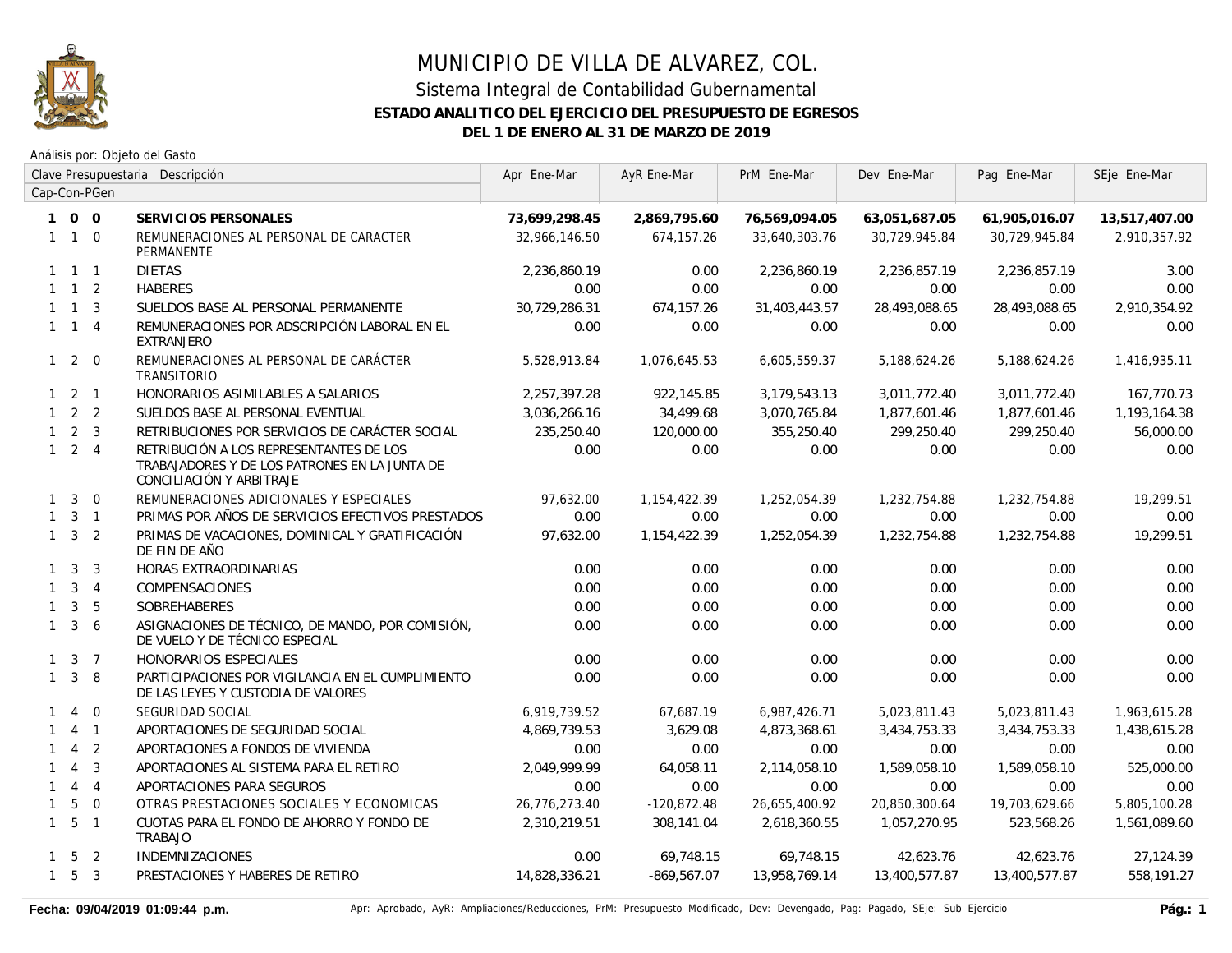# MUNICIPIO DE VILLA DE ALVAREZ, COL.

## Sistema Integral de Contabilidad Gubernamental

### ESTADO ANALITICO DEL EJERCICIO DEL PRESUPUESTO DE EGRESOS

### DEL 1 DE ENERO AL 31 DE MARZO DE 2019

Análisis por: Objeto del Gasto

| Clave Presupuestaria Cap-Con-PGen | Descripción | Apr Ene-Mar | AyR Ene-Mar | PrM Ene-Mar | Dev Ene-Mar | Pag Ene-Mar | SEje Ene-Mar |
|---|---|---|---|---|---|---|---|
| **1 0 0** | **SERVICIOS PERSONALES** | **73,699,298.45** | **2,869,795.60** | **76,569,094.05** | **63,051,687.05** | **61,905,016.07** | **13,517,407.00** |
| 1 1 0 | REMUNERACIONES AL PERSONAL DE CARACTER PERMANENTE | 32,966,146.50 | 674,157.26 | 33,640,303.76 | 30,729,945.84 | 30,729,945.84 | 2,910,357.92 |
| 1 1 1 | DIETAS | 2,236,860.19 | 0.00 | 2,236,860.19 | 2,236,857.19 | 2,236,857.19 | 3.00 |
| 1 1 2 | HABERES | 0.00 | 0.00 | 0.00 | 0.00 | 0.00 | 0.00 |
| 1 1 3 | SUELDOS BASE AL PERSONAL PERMANENTE | 30,729,286.31 | 674,157.26 | 31,403,443.57 | 28,493,088.65 | 28,493,088.65 | 2,910,354.92 |
| 1 1 4 | REMUNERACIONES POR ADSCRIPCIÓN LABORAL EN EL EXTRANJERO | 0.00 | 0.00 | 0.00 | 0.00 | 0.00 | 0.00 |
| 1 2 0 | REMUNERACIONES AL PERSONAL DE CARÁCTER TRANSITORIO | 5,528,913.84 | 1,076,645.53 | 6,605,559.37 | 5,188,624.26 | 5,188,624.26 | 1,416,935.11 |
| 1 2 1 | HONORARIOS ASIMILABLES A SALARIOS | 2,257,397.28 | 922,145.85 | 3,179,543.13 | 3,011,772.40 | 3,011,772.40 | 167,770.73 |
| 1 2 2 | SUELDOS BASE AL PERSONAL EVENTUAL | 3,036,266.16 | 34,499.68 | 3,070,765.84 | 1,877,601.46 | 1,877,601.46 | 1,193,164.38 |
| 1 2 3 | RETRIBUCIONES POR SERVICIOS DE CARÁCTER SOCIAL | 235,250.40 | 120,000.00 | 355,250.40 | 299,250.40 | 299,250.40 | 56,000.00 |
| 1 2 4 | RETRIBUCIÓN A LOS REPRESENTANTES DE LOS TRABAJADORES Y DE LOS PATRONES EN LA JUNTA DE CONCILIACIÓN Y ARBITRAJE | 0.00 | 0.00 | 0.00 | 0.00 | 0.00 | 0.00 |
| 1 3 0 | REMUNERACIONES ADICIONALES Y ESPECIALES | 97,632.00 | 1,154,422.39 | 1,252,054.39 | 1,232,754.88 | 1,232,754.88 | 19,299.51 |
| 1 3 1 | PRIMAS POR AÑOS DE SERVICIOS EFECTIVOS PRESTADOS | 0.00 | 0.00 | 0.00 | 0.00 | 0.00 | 0.00 |
| 1 3 2 | PRIMAS DE VACACIONES, DOMINICAL Y GRATIFICACIÓN DE FIN DE AÑO | 97,632.00 | 1,154,422.39 | 1,252,054.39 | 1,232,754.88 | 1,232,754.88 | 19,299.51 |
| 1 3 3 | HORAS EXTRAORDINARIAS | 0.00 | 0.00 | 0.00 | 0.00 | 0.00 | 0.00 |
| 1 3 4 | COMPENSACIONES | 0.00 | 0.00 | 0.00 | 0.00 | 0.00 | 0.00 |
| 1 3 5 | SOBREHABERES | 0.00 | 0.00 | 0.00 | 0.00 | 0.00 | 0.00 |
| 1 3 6 | ASIGNACIONES DE TÉCNICO, DE MANDO, POR COMISIÓN, DE VUELO Y DE TÉCNICO ESPECIAL | 0.00 | 0.00 | 0.00 | 0.00 | 0.00 | 0.00 |
| 1 3 7 | HONORARIOS ESPECIALES | 0.00 | 0.00 | 0.00 | 0.00 | 0.00 | 0.00 |
| 1 3 8 | PARTICIPACIONES POR VIGILANCIA EN EL CUMPLIMIENTO DE LAS LEYES Y CUSTODIA DE VALORES | 0.00 | 0.00 | 0.00 | 0.00 | 0.00 | 0.00 |
| 1 4 0 | SEGURIDAD SOCIAL | 6,919,739.52 | 67,687.19 | 6,987,426.71 | 5,023,811.43 | 5,023,811.43 | 1,963,615.28 |
| 1 4 1 | APORTACIONES DE SEGURIDAD SOCIAL | 4,869,739.53 | 3,629.08 | 4,873,368.61 | 3,434,753.33 | 3,434,753.33 | 1,438,615.28 |
| 1 4 2 | APORTACIONES A FONDOS DE VIVIENDA | 0.00 | 0.00 | 0.00 | 0.00 | 0.00 | 0.00 |
| 1 4 3 | APORTACIONES AL SISTEMA PARA EL RETIRO | 2,049,999.99 | 64,058.11 | 2,114,058.10 | 1,589,058.10 | 1,589,058.10 | 525,000.00 |
| 1 4 4 | APORTACIONES PARA SEGUROS | 0.00 | 0.00 | 0.00 | 0.00 | 0.00 | 0.00 |
| 1 5 0 | OTRAS PRESTACIONES SOCIALES Y ECONOMICAS | 26,776,273.40 | -120,872.48 | 26,655,400.92 | 20,850,300.64 | 19,703,629.66 | 5,805,100.28 |
| 1 5 1 | CUOTAS PARA EL FONDO DE AHORRO Y FONDO DE TRABAJO | 2,310,219.51 | 308,141.04 | 2,618,360.55 | 1,057,270.95 | 523,568.26 | 1,561,089.60 |
| 1 5 2 | INDEMNIZACIONES | 0.00 | 69,748.15 | 69,748.15 | 42,623.76 | 42,623.76 | 27,124.39 |
| 1 5 3 | PRESTACIONES Y HABERES DE RETIRO | 14,828,336.21 | -869,567.07 | 13,958,769.14 | 13,400,577.87 | 13,400,577.87 | 558,191.27 |

**Fecha: 09/04/2019 01:09:44 p.m.** Apr: Aprobado, AyR: Ampliaciones/Reducciones, PrM: Presupuesto Modificado, Dev: Devengado, Pag: Pagado, SEje: Sub Ejercicio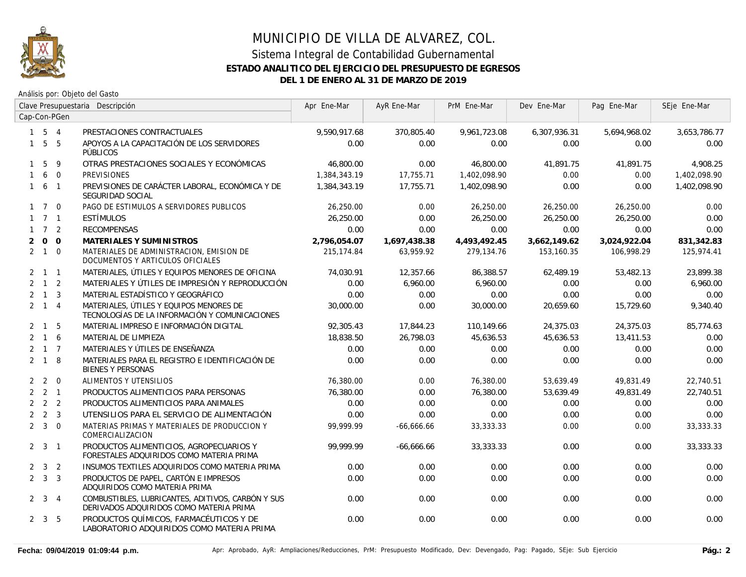# MUNICIPIO DE VILLA DE ALVAREZ, COL.

## Sistema Integral de Contabilidad Gubernamental

### ESTADO ANALITICO DEL EJERCICIO DEL PRESUPUESTO DE EGRESOS

### DEL 1 DE ENERO AL 31 DE MARZO DE 2019

Análisis por: Objeto del Gasto

| Clave Presupuestaria Cap-Con-PGen | Descripción | Apr Ene-Mar | AyR Ene-Mar | PrM Ene-Mar | Dev Ene-Mar | Pag Ene-Mar | SEje Ene-Mar |
|---|---|---|---|---|---|---|---|
| 1 5 4 | PRESTACIONES CONTRACTUALES | 9,590,917.68 | 370,805.40 | 9,961,723.08 | 6,307,936.31 | 5,694,968.02 | 3,653,786.77 |
| 1 5 5 | APOYOS A LA CAPACITACIÓN DE LOS SERVIDORES PÚBLICOS | 0.00 | 0.00 | 0.00 | 0.00 | 0.00 | 0.00 |
| 1 5 9 | OTRAS PRESTACIONES SOCIALES Y ECONÓMICAS | 46,800.00 | 0.00 | 46,800.00 | 41,891.75 | 41,891.75 | 4,908.25 |
| 1 6 0 | PREVISIONES | 1,384,343.19 | 17,755.71 | 1,402,098.90 | 0.00 | 0.00 | 1,402,098.90 |
| 1 6 1 | PREVISIONES DE CARÁCTER LABORAL, ECONÓMICA Y DE SEGURIDAD SOCIAL | 1,384,343.19 | 17,755.71 | 1,402,098.90 | 0.00 | 0.00 | 1,402,098.90 |
| 1 7 0 | PAGO DE ESTIMULOS A SERVIDORES PUBLICOS | 26,250.00 | 0.00 | 26,250.00 | 26,250.00 | 26,250.00 | 0.00 |
| 1 7 1 | ESTÍMULOS | 26,250.00 | 0.00 | 26,250.00 | 26,250.00 | 26,250.00 | 0.00 |
| 1 7 2 | RECOMPENSAS | 0.00 | 0.00 | 0.00 | 0.00 | 0.00 | 0.00 |
| **2 0 0** | **MATERIALES Y SUMINISTROS** | **2,796,054.07** | **1,697,438.38** | **4,493,492.45** | **3,662,149.62** | **3,024,922.04** | **831,342.83** |
| 2 1 0 | MATERIALES DE ADMINISTRACION, EMISION DE DOCUMENTOS Y ARTICULOS OFICIALES | 215,174.84 | 63,959.92 | 279,134.76 | 153,160.35 | 106,998.29 | 125,974.41 |
| 2 1 1 | MATERIALES, ÚTILES Y EQUIPOS MENORES DE OFICINA | 74,030.91 | 12,357.66 | 86,388.57 | 62,489.19 | 53,482.13 | 23,899.38 |
| 2 1 2 | MATERIALES Y ÚTILES DE IMPRESIÓN Y REPRODUCCIÓN | 0.00 | 6,960.00 | 6,960.00 | 0.00 | 0.00 | 6,960.00 |
| 2 1 3 | MATERIAL ESTADÍSTICO Y GEOGRÁFICO | 0.00 | 0.00 | 0.00 | 0.00 | 0.00 | 0.00 |
| 2 1 4 | MATERIALES, ÚTILES Y EQUIPOS MENORES DE TECNOLOGÍAS DE LA INFORMACIÓN Y COMUNICACIONES | 30,000.00 | 0.00 | 30,000.00 | 20,659.60 | 15,729.60 | 9,340.40 |
| 2 1 5 | MATERIAL IMPRESO E INFORMACIÓN DIGITAL | 92,305.43 | 17,844.23 | 110,149.66 | 24,375.03 | 24,375.03 | 85,774.63 |
| 2 1 6 | MATERIAL DE LIMPIEZA | 18,838.50 | 26,798.03 | 45,636.53 | 45,636.53 | 13,411.53 | 0.00 |
| 2 1 7 | MATERIALES Y ÚTILES DE ENSEÑANZA | 0.00 | 0.00 | 0.00 | 0.00 | 0.00 | 0.00 |
| 2 1 8 | MATERIALES PARA EL REGISTRO E IDENTIFICACIÓN DE BIENES Y PERSONAS | 0.00 | 0.00 | 0.00 | 0.00 | 0.00 | 0.00 |
| 2 2 0 | ALIMENTOS Y UTENSILIOS | 76,380.00 | 0.00 | 76,380.00 | 53,639.49 | 49,831.49 | 22,740.51 |
| 2 2 1 | PRODUCTOS ALIMENTICIOS PARA PERSONAS | 76,380.00 | 0.00 | 76,380.00 | 53,639.49 | 49,831.49 | 22,740.51 |
| 2 2 2 | PRODUCTOS ALIMENTICIOS PARA ANIMALES | 0.00 | 0.00 | 0.00 | 0.00 | 0.00 | 0.00 |
| 2 2 3 | UTENSILIOS PARA EL SERVICIO DE ALIMENTACIÓN | 0.00 | 0.00 | 0.00 | 0.00 | 0.00 | 0.00 |
| 2 3 0 | MATERIAS PRIMAS Y MATERIALES DE PRODUCCION Y COMERCIALIZACION | 99,999.99 | -66,666.66 | 33,333.33 | 0.00 | 0.00 | 33,333.33 |
| 2 3 1 | PRODUCTOS ALIMENTICIOS, AGROPECUARIOS Y FORESTALES ADQUIRIDOS COMO MATERIA PRIMA | 99,999.99 | -66,666.66 | 33,333.33 | 0.00 | 0.00 | 33,333.33 |
| 2 3 2 | INSUMOS TEXTILES ADQUIRIDOS COMO MATERIA PRIMA | 0.00 | 0.00 | 0.00 | 0.00 | 0.00 | 0.00 |
| 2 3 3 | PRODUCTOS DE PAPEL, CARTÓN E IMPRESOS ADQUIRIDOS COMO MATERIA PRIMA | 0.00 | 0.00 | 0.00 | 0.00 | 0.00 | 0.00 |
| 2 3 4 | COMBUSTIBLES, LUBRICANTES, ADITIVOS, CARBÓN Y SUS DERIVADOS ADQUIRIDOS COMO MATERIA PRIMA | 0.00 | 0.00 | 0.00 | 0.00 | 0.00 | 0.00 |
| 2 3 5 | PRODUCTOS QUÍMICOS, FARMACÉUTICOS Y DE LABORATORIO ADQUIRIDOS COMO MATERIA PRIMA | 0.00 | 0.00 | 0.00 | 0.00 | 0.00 | 0.00 |

Fecha: 09/04/2019 01:09:44 p.m.

Apr: Aprobado, AyR: Ampliaciones/Reducciones, PrM: Presupuesto Modificado, Dev: Devengado, Pag: Pagado, SEje: Sub Ejercicio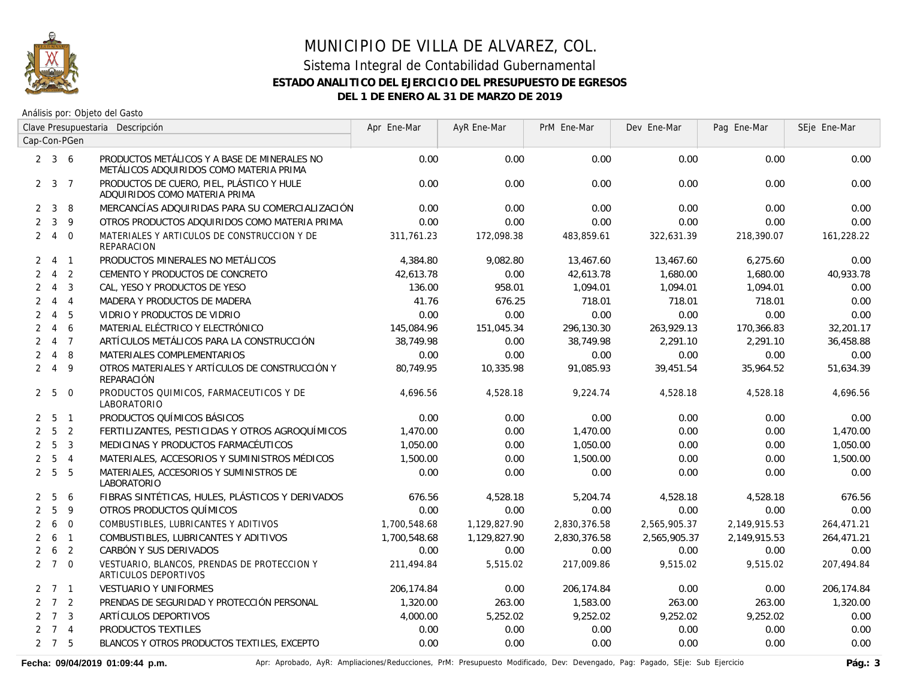# MUNICIPIO DE VILLA DE ALVAREZ, COL.

## Sistema Integral de Contabilidad Gubernamental

### ESTADO ANALITICO DEL EJERCICIO DEL PRESUPUESTO DE EGRESOS

### DEL 1 DE ENERO AL 31 DE MARZO DE 2019

Análisis por: Objeto del Gasto

| Cap | Con | PGen | Descripción | Apr Ene-Mar | AyR Ene-Mar | PrM Ene-Mar | Dev Ene-Mar | Pag Ene-Mar | SEje Ene-Mar |
|---|---|---|---|---|---|---|---|---|---|
| 2 | 3 | 6 | PRODUCTOS METÁLICOS Y A BASE DE MINERALES NO METÁLICOS ADQUIRIDOS COMO MATERIA PRIMA | 0.00 | 0.00 | 0.00 | 0.00 | 0.00 | 0.00 |
| 2 | 3 | 7 | PRODUCTOS DE CUERO, PIEL, PLÁSTICO Y HULE ADQUIRIDOS COMO MATERIA PRIMA | 0.00 | 0.00 | 0.00 | 0.00 | 0.00 | 0.00 |
| 2 | 3 | 8 | MERCANCÍAS ADQUIRIDAS PARA SU COMERCIALIZACIÓN | 0.00 | 0.00 | 0.00 | 0.00 | 0.00 | 0.00 |
| 2 | 3 | 9 | OTROS PRODUCTOS ADQUIRIDOS COMO MATERIA PRIMA | 0.00 | 0.00 | 0.00 | 0.00 | 0.00 | 0.00 |
| 2 | 4 | 0 | MATERIALES Y ARTICULOS DE CONSTRUCCION Y DE REPARACION | 311,761.23 | 172,098.38 | 483,859.61 | 322,631.39 | 218,390.07 | 161,228.22 |
| 2 | 4 | 1 | PRODUCTOS MINERALES NO METÁLICOS | 4,384.80 | 9,082.80 | 13,467.60 | 13,467.60 | 6,275.60 | 0.00 |
| 2 | 4 | 2 | CEMENTO Y PRODUCTOS DE CONCRETO | 42,613.78 | 0.00 | 42,613.78 | 1,680.00 | 1,680.00 | 40,933.78 |
| 2 | 4 | 3 | CAL, YESO Y PRODUCTOS DE YESO | 136.00 | 958.01 | 1,094.01 | 1,094.01 | 1,094.01 | 0.00 |
| 2 | 4 | 4 | MADERA Y PRODUCTOS DE MADERA | 41.76 | 676.25 | 718.01 | 718.01 | 718.01 | 0.00 |
| 2 | 4 | 5 | VIDRIO Y PRODUCTOS DE VIDRIO | 0.00 | 0.00 | 0.00 | 0.00 | 0.00 | 0.00 |
| 2 | 4 | 6 | MATERIAL ELÉCTRICO Y ELECTRÓNICO | 145,084.96 | 151,045.34 | 296,130.30 | 263,929.13 | 170,366.83 | 32,201.17 |
| 2 | 4 | 7 | ARTÍCULOS METÁLICOS PARA LA CONSTRUCCIÓN | 38,749.98 | 0.00 | 38,749.98 | 2,291.10 | 2,291.10 | 36,458.88 |
| 2 | 4 | 8 | MATERIALES COMPLEMENTARIOS | 0.00 | 0.00 | 0.00 | 0.00 | 0.00 | 0.00 |
| 2 | 4 | 9 | OTROS MATERIALES Y ARTÍCULOS DE CONSTRUCCIÓN Y REPARACIÓN | 80,749.95 | 10,335.98 | 91,085.93 | 39,451.54 | 35,964.52 | 51,634.39 |
| 2 | 5 | 0 | PRODUCTOS QUIMICOS, FARMACEUTICOS Y DE LABORATORIO | 4,696.56 | 4,528.18 | 9,224.74 | 4,528.18 | 4,528.18 | 4,696.56 |
| 2 | 5 | 1 | PRODUCTOS QUÍMICOS BÁSICOS | 0.00 | 0.00 | 0.00 | 0.00 | 0.00 | 0.00 |
| 2 | 5 | 2 | FERTILIZANTES, PESTICIDAS Y OTROS AGROQUÍMICOS | 1,470.00 | 0.00 | 1,470.00 | 0.00 | 0.00 | 1,470.00 |
| 2 | 5 | 3 | MEDICINAS Y PRODUCTOS FARMACÉUTICOS | 1,050.00 | 0.00 | 1,050.00 | 0.00 | 0.00 | 1,050.00 |
| 2 | 5 | 4 | MATERIALES, ACCESORIOS Y SUMINISTROS MÉDICOS | 1,500.00 | 0.00 | 1,500.00 | 0.00 | 0.00 | 1,500.00 |
| 2 | 5 | 5 | MATERIALES, ACCESORIOS Y SUMINISTROS DE LABORATORIO | 0.00 | 0.00 | 0.00 | 0.00 | 0.00 | 0.00 |
| 2 | 5 | 6 | FIBRAS SINTÉTICAS, HULES, PLÁSTICOS Y DERIVADOS | 676.56 | 4,528.18 | 5,204.74 | 4,528.18 | 4,528.18 | 676.56 |
| 2 | 5 | 9 | OTROS PRODUCTOS QUÍMICOS | 0.00 | 0.00 | 0.00 | 0.00 | 0.00 | 0.00 |
| 2 | 6 | 0 | COMBUSTIBLES, LUBRICANTES Y ADITIVOS | 1,700,548.68 | 1,129,827.90 | 2,830,376.58 | 2,565,905.37 | 2,149,915.53 | 264,471.21 |
| 2 | 6 | 1 | COMBUSTIBLES, LUBRICANTES Y ADITIVOS | 1,700,548.68 | 1,129,827.90 | 2,830,376.58 | 2,565,905.37 | 2,149,915.53 | 264,471.21 |
| 2 | 6 | 2 | CARBÓN Y SUS DERIVADOS | 0.00 | 0.00 | 0.00 | 0.00 | 0.00 | 0.00 |
| 2 | 7 | 0 | VESTUARIO, BLANCOS, PRENDAS DE PROTECCION Y ARTICULOS DEPORTIVOS | 211,494.84 | 5,515.02 | 217,009.86 | 9,515.02 | 9,515.02 | 207,494.84 |
| 2 | 7 | 1 | VESTUARIO Y UNIFORMES | 206,174.84 | 0.00 | 206,174.84 | 0.00 | 0.00 | 206,174.84 |
| 2 | 7 | 2 | PRENDAS DE SEGURIDAD Y PROTECCIÓN PERSONAL | 1,320.00 | 263.00 | 1,583.00 | 263.00 | 263.00 | 1,320.00 |
| 2 | 7 | 3 | ARTÍCULOS DEPORTIVOS | 4,000.00 | 5,252.02 | 9,252.02 | 9,252.02 | 9,252.02 | 0.00 |
| 2 | 7 | 4 | PRODUCTOS TEXTILES | 0.00 | 0.00 | 0.00 | 0.00 | 0.00 | 0.00 |
| 2 | 7 | 5 | BLANCOS Y OTROS PRODUCTOS TEXTILES, EXCEPTO | 0.00 | 0.00 | 0.00 | 0.00 | 0.00 | 0.00 |

Fecha: 09/04/2019 01:09:44 p.m.

Apr: Aprobado, AyR: Ampliaciones/Reducciones, PrM: Presupuesto Modificado, Dev: Devengado, Pag: Pagado, SEje: Sub Ejercicio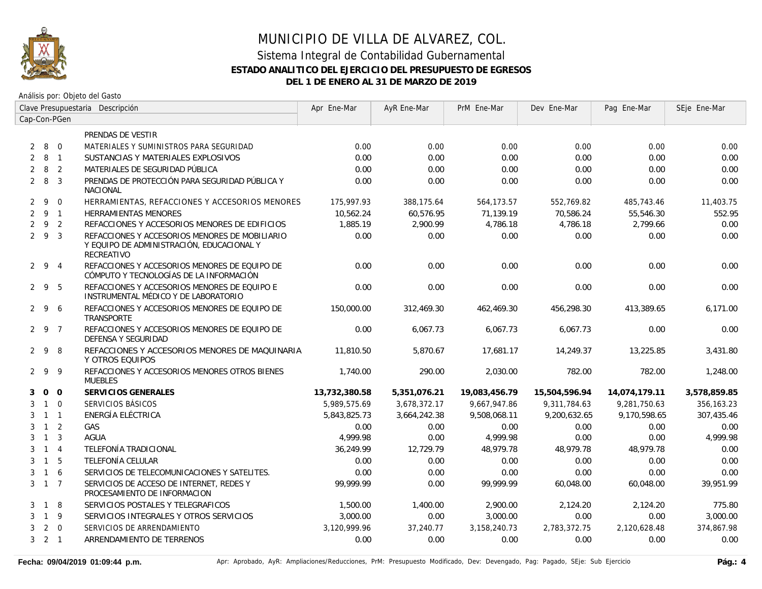# MUNICIPIO DE VILLA DE ALVAREZ, COL.

## Sistema Integral de Contabilidad Gubernamental

### ESTADO ANALITICO DEL EJERCICIO DEL PRESUPUESTO DE EGRESOS

### DEL 1 DE ENERO AL 31 DE MARZO DE 2019

Análisis por: Objeto del Gasto

| Clave Presupuestaria Cap-Con-PGen | Descripción | Apr Ene-Mar | AyR Ene-Mar | PrM Ene-Mar | Dev Ene-Mar | Pag Ene-Mar | SEje Ene-Mar |
|---|---|---|---|---|---|---|---|
| | PRENDAS DE VESTIR | | | | | | |
| 2 8 0 | MATERIALES Y SUMINISTROS PARA SEGURIDAD | 0.00 | 0.00 | 0.00 | 0.00 | 0.00 | 0.00 |
| 2 8 1 | SUSTANCIAS Y MATERIALES EXPLOSIVOS | 0.00 | 0.00 | 0.00 | 0.00 | 0.00 | 0.00 |
| 2 8 2 | MATERIALES DE SEGURIDAD PÚBLICA | 0.00 | 0.00 | 0.00 | 0.00 | 0.00 | 0.00 |
| 2 8 3 | PRENDAS DE PROTECCIÓN PARA SEGURIDAD PÚBLICA Y NACIONAL | 0.00 | 0.00 | 0.00 | 0.00 | 0.00 | 0.00 |
| 2 9 0 | HERRAMIENTAS, REFACCIONES Y ACCESORIOS MENORES | 175,997.93 | 388,175.64 | 564,173.57 | 552,769.82 | 485,743.46 | 11,403.75 |
| 2 9 1 | HERRAMIENTAS MENORES | 10,562.24 | 60,576.95 | 71,139.19 | 70,586.24 | 55,546.30 | 552.95 |
| 2 9 2 | REFACCIONES Y ACCESORIOS MENORES DE EDIFICIOS | 1,885.19 | 2,900.99 | 4,786.18 | 4,786.18 | 2,799.66 | 0.00 |
| 2 9 3 | REFACCIONES Y ACCESORIOS MENORES DE MOBILIARIO Y EQUIPO DE ADMINISTRACIÓN, EDUCACIONAL Y RECREATIVO | 0.00 | 0.00 | 0.00 | 0.00 | 0.00 | 0.00 |
| 2 9 4 | REFACCIONES Y ACCESORIOS MENORES DE EQUIPO DE CÓMPUTO Y TECNOLOGÍAS DE LA INFORMACIÓN | 0.00 | 0.00 | 0.00 | 0.00 | 0.00 | 0.00 |
| 2 9 5 | REFACCIONES Y ACCESORIOS MENORES DE EQUIPO E INSTRUMENTAL MÉDICO Y DE LABORATORIO | 0.00 | 0.00 | 0.00 | 0.00 | 0.00 | 0.00 |
| 2 9 6 | REFACCIONES Y ACCESORIOS MENORES DE EQUIPO DE TRANSPORTE | 150,000.00 | 312,469.30 | 462,469.30 | 456,298.30 | 413,389.65 | 6,171.00 |
| 2 9 7 | REFACCIONES Y ACCESORIOS MENORES DE EQUIPO DE DEFENSA Y SEGURIDAD | 0.00 | 6,067.73 | 6,067.73 | 6,067.73 | 0.00 | 0.00 |
| 2 9 8 | REFACCIONES Y ACCESORIOS MENORES DE MAQUINARIA Y OTROS EQUIPOS | 11,810.50 | 5,870.67 | 17,681.17 | 14,249.37 | 13,225.85 | 3,431.80 |
| 2 9 9 | REFACCIONES Y ACCESORIOS MENORES OTROS BIENES MUEBLES | 1,740.00 | 290.00 | 2,030.00 | 782.00 | 782.00 | 1,248.00 |
| **3 0 0** | **SERVICIOS GENERALES** | **13,732,380.58** | **5,351,076.21** | **19,083,456.79** | **15,504,596.94** | **14,074,179.11** | **3,578,859.85** |
| 3 1 0 | SERVICIOS BÁSICOS | 5,989,575.69 | 3,678,372.17 | 9,667,947.86 | 9,311,784.63 | 9,281,750.63 | 356,163.23 |
| 3 1 1 | ENERGÍA ELÉCTRICA | 5,843,825.73 | 3,664,242.38 | 9,508,068.11 | 9,200,632.65 | 9,170,598.65 | 307,435.46 |
| 3 1 2 | GAS | 0.00 | 0.00 | 0.00 | 0.00 | 0.00 | 0.00 |
| 3 1 3 | AGUA | 4,999.98 | 0.00 | 4,999.98 | 0.00 | 0.00 | 4,999.98 |
| 3 1 4 | TELEFONÍA TRADICIONAL | 36,249.99 | 12,729.79 | 48,979.78 | 48,979.78 | 48,979.78 | 0.00 |
| 3 1 5 | TELEFONÍA CELULAR | 0.00 | 0.00 | 0.00 | 0.00 | 0.00 | 0.00 |
| 3 1 6 | SERVICIOS DE TELECOMUNICACIONES Y SATELITES. | 0.00 | 0.00 | 0.00 | 0.00 | 0.00 | 0.00 |
| 3 1 7 | SERVICIOS DE ACCESO DE INTERNET, REDES Y PROCESAMIENTO DE INFORMACION | 99,999.99 | 0.00 | 99,999.99 | 60,048.00 | 60,048.00 | 39,951.99 |
| 3 1 8 | SERVICIOS POSTALES Y TELEGRAFICOS | 1,500.00 | 1,400.00 | 2,900.00 | 2,124.20 | 2,124.20 | 775.80 |
| 3 1 9 | SERVICIOS INTEGRALES Y OTROS SERVICIOS | 3,000.00 | 0.00 | 3,000.00 | 0.00 | 0.00 | 3,000.00 |
| 3 2 0 | SERVICIOS DE ARRENDAMIENTO | 3,120,999.96 | 37,240.77 | 3,158,240.73 | 2,783,372.75 | 2,120,628.48 | 374,867.98 |
| 3 2 1 | ARRENDAMIENTO DE TERRENOS | 0.00 | 0.00 | 0.00 | 0.00 | 0.00 | 0.00 |

Fecha: 09/04/2019 01:09:44 p.m.

Apr: Aprobado, AyR: Ampliaciones/Reducciones, PrM: Presupuesto Modificado, Dev: Devengado, Pag: Pagado, SEje: Sub Ejercicio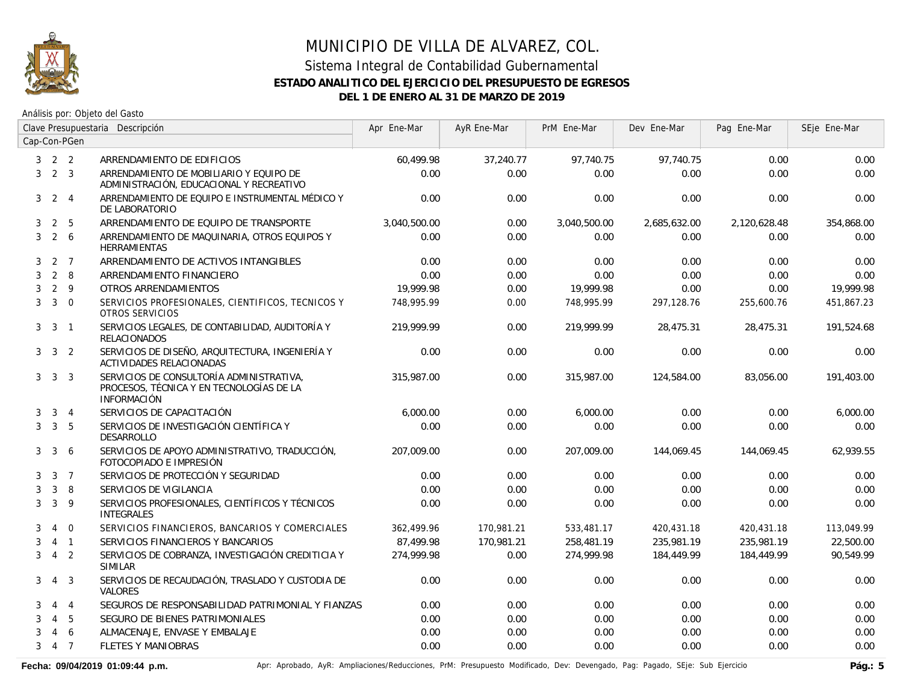# MUNICIPIO DE VILLA DE ALVAREZ, COL.

## Sistema Integral de Contabilidad Gubernamental

**ESTADO ANALITICO DEL EJERCICIO DEL PRESUPUESTO DE EGRESOS**

**DEL 1 DE ENERO AL 31 DE MARZO DE 2019**

Análisis por: Objeto del Gasto

| Clave Presupuestaria Cap-Con-PGen | | | Descripción | Apr Ene-Mar | AyR Ene-Mar | PrM Ene-Mar | Dev Ene-Mar | Pag Ene-Mar | SEje Ene-Mar |
|---|---|---|---|---|---|---|---|---|---|
| 3 | 2 | 2 | ARRENDAMIENTO DE EDIFICIOS | 60,499.98 | 37,240.77 | 97,740.75 | 97,740.75 | 0.00 | 0.00 |
| 3 | 2 | 3 | ARRENDAMIENTO DE MOBILIARIO Y EQUIPO DE ADMINISTRACIÓN, EDUCACIONAL Y RECREATIVO | 0.00 | 0.00 | 0.00 | 0.00 | 0.00 | 0.00 |
| 3 | 2 | 4 | ARRENDAMIENTO DE EQUIPO E INSTRUMENTAL MÉDICO Y DE LABORATORIO | 0.00 | 0.00 | 0.00 | 0.00 | 0.00 | 0.00 |
| 3 | 2 | 5 | ARRENDAMIENTO DE EQUIPO DE TRANSPORTE | 3,040,500.00 | 0.00 | 3,040,500.00 | 2,685,632.00 | 2,120,628.48 | 354,868.00 |
| 3 | 2 | 6 | ARRENDAMIENTO DE MAQUINARIA, OTROS EQUIPOS Y HERRAMIENTAS | 0.00 | 0.00 | 0.00 | 0.00 | 0.00 | 0.00 |
| 3 | 2 | 7 | ARRENDAMIENTO DE ACTIVOS INTANGIBLES | 0.00 | 0.00 | 0.00 | 0.00 | 0.00 | 0.00 |
| 3 | 2 | 8 | ARRENDAMIENTO FINANCIERO | 0.00 | 0.00 | 0.00 | 0.00 | 0.00 | 0.00 |
| 3 | 2 | 9 | OTROS ARRENDAMIENTOS | 19,999.98 | 0.00 | 19,999.98 | 0.00 | 0.00 | 19,999.98 |
| 3 | 3 | 0 | SERVICIOS PROFESIONALES, CIENTIFICOS, TECNICOS Y OTROS SERVICIOS | 748,995.99 | 0.00 | 748,995.99 | 297,128.76 | 255,600.76 | 451,867.23 |
| 3 | 3 | 1 | SERVICIOS LEGALES, DE CONTABILIDAD, AUDITORÍA Y RELACIONADOS | 219,999.99 | 0.00 | 219,999.99 | 28,475.31 | 28,475.31 | 191,524.68 |
| 3 | 3 | 2 | SERVICIOS DE DISEÑO, ARQUITECTURA, INGENIERÍA Y ACTIVIDADES RELACIONADAS | 0.00 | 0.00 | 0.00 | 0.00 | 0.00 | 0.00 |
| 3 | 3 | 3 | SERVICIOS DE CONSULTORÍA ADMINISTRATIVA, PROCESOS, TÉCNICA Y EN TECNOLOGÍAS DE LA INFORMACIÓN | 315,987.00 | 0.00 | 315,987.00 | 124,584.00 | 83,056.00 | 191,403.00 |
| 3 | 3 | 4 | SERVICIOS DE CAPACITACIÓN | 6,000.00 | 0.00 | 6,000.00 | 0.00 | 0.00 | 6,000.00 |
| 3 | 3 | 5 | SERVICIOS DE INVESTIGACIÓN CIENTÍFICA Y DESARROLLO | 0.00 | 0.00 | 0.00 | 0.00 | 0.00 | 0.00 |
| 3 | 3 | 6 | SERVICIOS DE APOYO ADMINISTRATIVO, TRADUCCIÓN, FOTOCOPIADO E IMPRESIÓN | 207,009.00 | 0.00 | 207,009.00 | 144,069.45 | 144,069.45 | 62,939.55 |
| 3 | 3 | 7 | SERVICIOS DE PROTECCIÓN Y SEGURIDAD | 0.00 | 0.00 | 0.00 | 0.00 | 0.00 | 0.00 |
| 3 | 3 | 8 | SERVICIOS DE VIGILANCIA | 0.00 | 0.00 | 0.00 | 0.00 | 0.00 | 0.00 |
| 3 | 3 | 9 | SERVICIOS PROFESIONALES, CIENTÍFICOS Y TÉCNICOS INTEGRALES | 0.00 | 0.00 | 0.00 | 0.00 | 0.00 | 0.00 |
| 3 | 4 | 0 | SERVICIOS FINANCIEROS, BANCARIOS Y COMERCIALES | 362,499.96 | 170,981.21 | 533,481.17 | 420,431.18 | 420,431.18 | 113,049.99 |
| 3 | 4 | 1 | SERVICIOS FINANCIEROS Y BANCARIOS | 87,499.98 | 170,981.21 | 258,481.19 | 235,981.19 | 235,981.19 | 22,500.00 |
| 3 | 4 | 2 | SERVICIOS DE COBRANZA, INVESTIGACIÓN CREDITICIA Y SIMILAR | 274,999.98 | 0.00 | 274,999.98 | 184,449.99 | 184,449.99 | 90,549.99 |
| 3 | 4 | 3 | SERVICIOS DE RECAUDACIÓN, TRASLADO Y CUSTODIA DE VALORES | 0.00 | 0.00 | 0.00 | 0.00 | 0.00 | 0.00 |
| 3 | 4 | 4 | SEGUROS DE RESPONSABILIDAD PATRIMONIAL Y FIANZAS | 0.00 | 0.00 | 0.00 | 0.00 | 0.00 | 0.00 |
| 3 | 4 | 5 | SEGURO DE BIENES PATRIMONIALES | 0.00 | 0.00 | 0.00 | 0.00 | 0.00 | 0.00 |
| 3 | 4 | 6 | ALMACENAJE, ENVASE Y EMBALAJE | 0.00 | 0.00 | 0.00 | 0.00 | 0.00 | 0.00 |
| 3 | 4 | 7 | FLETES Y MANIOBRAS | 0.00 | 0.00 | 0.00 | 0.00 | 0.00 | 0.00 |

**Fecha: 09/04/2019 01:09:44 p.m.** Apr: Aprobado, AyR: Ampliaciones/Reducciones, PrM: Presupuesto Modificado, Dev: Devengado, Pag: Pagado, SEje: Sub Ejercicio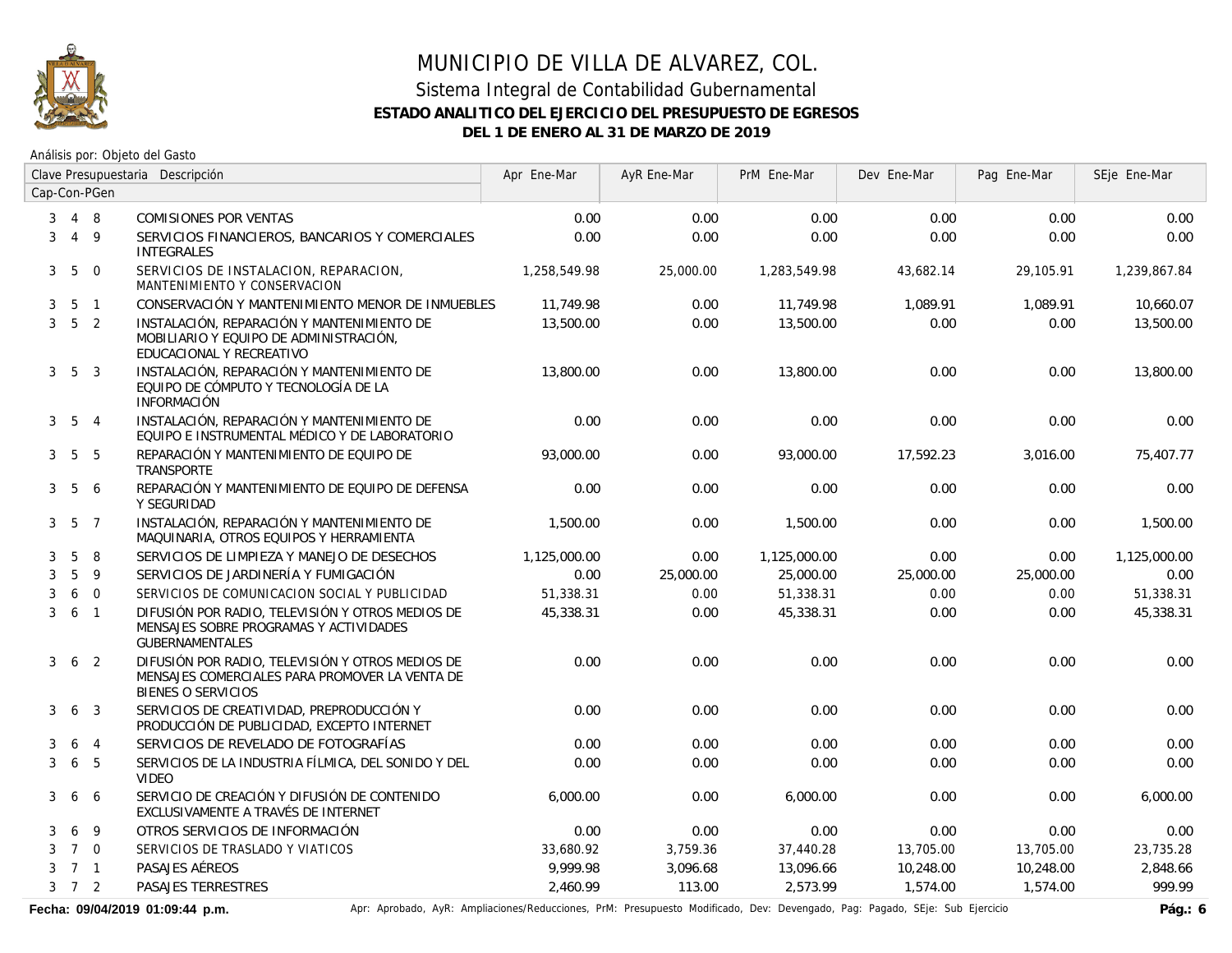# MUNICIPIO DE VILLA DE ALVAREZ, COL.

## Sistema Integral de Contabilidad Gubernamental

### ESTADO ANALITICO DEL EJERCICIO DEL PRESUPUESTO DE EGRESOS

### DEL 1 DE ENERO AL 31 DE MARZO DE 2019

Análisis por: Objeto del Gasto

| Clave Presupuestaria Cap-Con-PGen | Descripción | Apr Ene-Mar | AyR Ene-Mar | PrM Ene-Mar | Dev Ene-Mar | Pag Ene-Mar | SEje Ene-Mar |
|---|---|---|---|---|---|---|---|
| 3 4 8 | COMISIONES POR VENTAS | 0.00 | 0.00 | 0.00 | 0.00 | 0.00 | 0.00 |
| 3 4 9 | SERVICIOS FINANCIEROS, BANCARIOS Y COMERCIALES INTEGRALES | 0.00 | 0.00 | 0.00 | 0.00 | 0.00 | 0.00 |
| 3 5 0 | SERVICIOS DE INSTALACION, REPARACION, MANTENIMIENTO Y CONSERVACION | 1,258,549.98 | 25,000.00 | 1,283,549.98 | 43,682.14 | 29,105.91 | 1,239,867.84 |
| 3 5 1 | CONSERVACIÓN Y MANTENIMIENTO MENOR DE INMUEBLES | 11,749.98 | 0.00 | 11,749.98 | 1,089.91 | 1,089.91 | 10,660.07 |
| 3 5 2 | INSTALACIÓN, REPARACIÓN Y MANTENIMIENTO DE MOBILIARIO Y EQUIPO DE ADMINISTRACIÓN, EDUCACIONAL Y RECREATIVO | 13,500.00 | 0.00 | 13,500.00 | 0.00 | 0.00 | 13,500.00 |
| 3 5 3 | INSTALACIÓN, REPARACIÓN Y MANTENIMIENTO DE EQUIPO DE CÓMPUTO Y TECNOLOGÍA DE LA INFORMACIÓN | 13,800.00 | 0.00 | 13,800.00 | 0.00 | 0.00 | 13,800.00 |
| 3 5 4 | INSTALACIÓN, REPARACIÓN Y MANTENIMIENTO DE EQUIPO E INSTRUMENTAL MÉDICO Y DE LABORATORIO | 0.00 | 0.00 | 0.00 | 0.00 | 0.00 | 0.00 |
| 3 5 5 | REPARACIÓN Y MANTENIMIENTO DE EQUIPO DE TRANSPORTE | 93,000.00 | 0.00 | 93,000.00 | 17,592.23 | 3,016.00 | 75,407.77 |
| 3 5 6 | REPARACIÓN Y MANTENIMIENTO DE EQUIPO DE DEFENSA Y SEGURIDAD | 0.00 | 0.00 | 0.00 | 0.00 | 0.00 | 0.00 |
| 3 5 7 | INSTALACIÓN, REPARACIÓN Y MANTENIMIENTO DE MAQUINARIA, OTROS EQUIPOS Y HERRAMIENTA | 1,500.00 | 0.00 | 1,500.00 | 0.00 | 0.00 | 1,500.00 |
| 3 5 8 | SERVICIOS DE LIMPIEZA Y MANEJO DE DESECHOS | 1,125,000.00 | 0.00 | 1,125,000.00 | 0.00 | 0.00 | 1,125,000.00 |
| 3 5 9 | SERVICIOS DE JARDINERÍA Y FUMIGACIÓN | 0.00 | 25,000.00 | 25,000.00 | 25,000.00 | 25,000.00 | 0.00 |
| 3 6 0 | SERVICIOS DE COMUNICACION SOCIAL Y PUBLICIDAD | 51,338.31 | 0.00 | 51,338.31 | 0.00 | 0.00 | 51,338.31 |
| 3 6 1 | DIFUSIÓN POR RADIO, TELEVISIÓN Y OTROS MEDIOS DE MENSAJES SOBRE PROGRAMAS Y ACTIVIDADES GUBERNAMENTALES | 45,338.31 | 0.00 | 45,338.31 | 0.00 | 0.00 | 45,338.31 |
| 3 6 2 | DIFUSIÓN POR RADIO, TELEVISIÓN Y OTROS MEDIOS DE MENSAJES COMERCIALES PARA PROMOVER LA VENTA DE BIENES O SERVICIOS | 0.00 | 0.00 | 0.00 | 0.00 | 0.00 | 0.00 |
| 3 6 3 | SERVICIOS DE CREATIVIDAD, PREPRODUCCIÓN Y PRODUCCIÓN DE PUBLICIDAD, EXCEPTO INTERNET | 0.00 | 0.00 | 0.00 | 0.00 | 0.00 | 0.00 |
| 3 6 4 | SERVICIOS DE REVELADO DE FOTOGRAFÍAS | 0.00 | 0.00 | 0.00 | 0.00 | 0.00 | 0.00 |
| 3 6 5 | SERVICIOS DE LA INDUSTRIA FÍLMICA, DEL SONIDO Y DEL VIDEO | 0.00 | 0.00 | 0.00 | 0.00 | 0.00 | 0.00 |
| 3 6 6 | SERVICIO DE CREACIÓN Y DIFUSIÓN DE CONTENIDO EXCLUSIVAMENTE A TRAVÉS DE INTERNET | 6,000.00 | 0.00 | 6,000.00 | 0.00 | 0.00 | 6,000.00 |
| 3 6 9 | OTROS SERVICIOS DE INFORMACIÓN | 0.00 | 0.00 | 0.00 | 0.00 | 0.00 | 0.00 |
| 3 7 0 | SERVICIOS DE TRASLADO Y VIATICOS | 33,680.92 | 3,759.36 | 37,440.28 | 13,705.00 | 13,705.00 | 23,735.28 |
| 3 7 1 | PASAJES AÉREOS | 9,999.98 | 3,096.68 | 13,096.66 | 10,248.00 | 10,248.00 | 2,848.66 |
| 3 7 2 | PASAJES TERRESTRES | 2,460.99 | 113.00 | 2,573.99 | 1,574.00 | 1,574.00 | 999.99 |

**Fecha: 09/04/2019 01:09:44 p.m.**

Apr: Aprobado, AyR: Ampliaciones/Reducciones, PrM: Presupuesto Modificado, Dev: Devengado, Pag: Pagado, SEje: Sub Ejercicio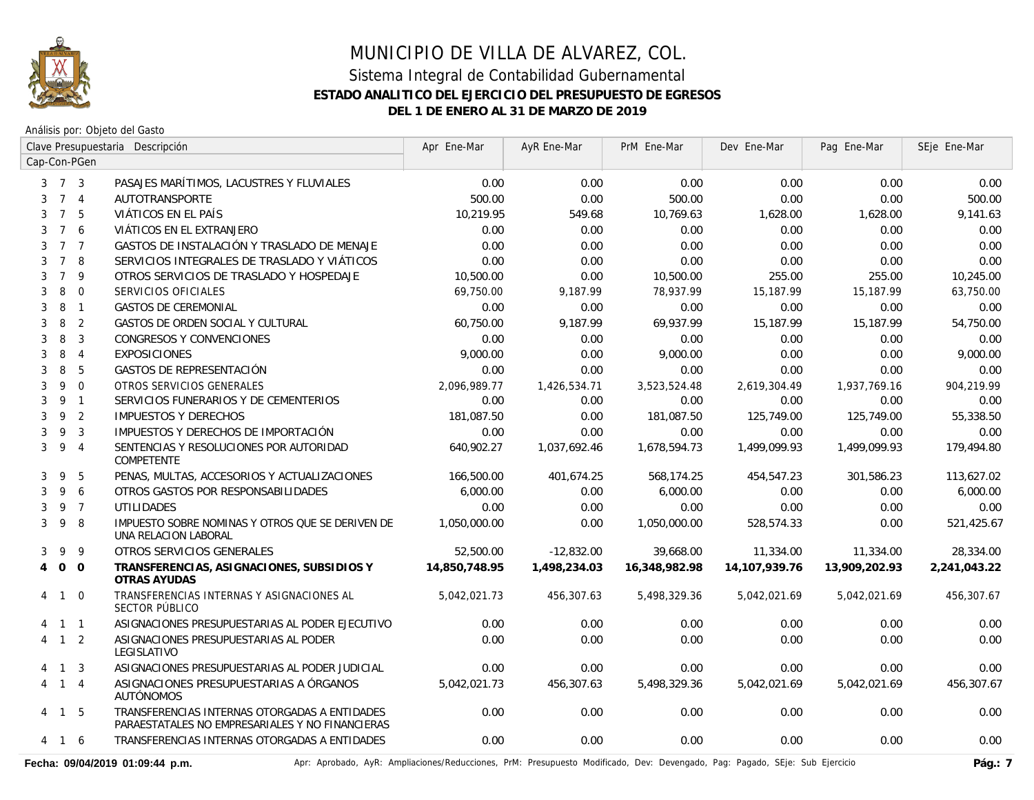# MUNICIPIO DE VILLA DE ALVAREZ, COL.

## Sistema Integral de Contabilidad Gubernamental

### ESTADO ANALITICO DEL EJERCICIO DEL PRESUPUESTO DE EGRESOS

### DEL 1 DE ENERO AL 31 DE MARZO DE 2019

Análisis por: Objeto del Gasto

| Clave Presupuestaria Cap-Con-PGen | Descripción | Apr Ene-Mar | AyR Ene-Mar | PrM Ene-Mar | Dev Ene-Mar | Pag Ene-Mar | SEje Ene-Mar |
|---|---|---|---|---|---|---|---|
| 3 7 3 | PASAJES MARÍTIMOS, LACUSTRES Y FLUVIALES | 0.00 | 0.00 | 0.00 | 0.00 | 0.00 | 0.00 |
| 3 7 4 | AUTOTRANSPORTE | 500.00 | 0.00 | 500.00 | 0.00 | 0.00 | 500.00 |
| 3 7 5 | VIÁTICOS EN EL PAÍS | 10,219.95 | 549.68 | 10,769.63 | 1,628.00 | 1,628.00 | 9,141.63 |
| 3 7 6 | VIÁTICOS EN EL EXTRANJERO | 0.00 | 0.00 | 0.00 | 0.00 | 0.00 | 0.00 |
| 3 7 7 | GASTOS DE INSTALACIÓN Y TRASLADO DE MENAJE | 0.00 | 0.00 | 0.00 | 0.00 | 0.00 | 0.00 |
| 3 7 8 | SERVICIOS INTEGRALES DE TRASLADO Y VIÁTICOS | 0.00 | 0.00 | 0.00 | 0.00 | 0.00 | 0.00 |
| 3 7 9 | OTROS SERVICIOS DE TRASLADO Y HOSPEDAJE | 10,500.00 | 0.00 | 10,500.00 | 255.00 | 255.00 | 10,245.00 |
| 3 8 0 | SERVICIOS OFICIALES | 69,750.00 | 9,187.99 | 78,937.99 | 15,187.99 | 15,187.99 | 63,750.00 |
| 3 8 1 | GASTOS DE CEREMONIAL | 0.00 | 0.00 | 0.00 | 0.00 | 0.00 | 0.00 |
| 3 8 2 | GASTOS DE ORDEN SOCIAL Y CULTURAL | 60,750.00 | 9,187.99 | 69,937.99 | 15,187.99 | 15,187.99 | 54,750.00 |
| 3 8 3 | CONGRESOS Y CONVENCIONES | 0.00 | 0.00 | 0.00 | 0.00 | 0.00 | 0.00 |
| 3 8 4 | EXPOSICIONES | 9,000.00 | 0.00 | 9,000.00 | 0.00 | 0.00 | 9,000.00 |
| 3 8 5 | GASTOS DE REPRESENTACIÓN | 0.00 | 0.00 | 0.00 | 0.00 | 0.00 | 0.00 |
| 3 9 0 | OTROS SERVICIOS GENERALES | 2,096,989.77 | 1,426,534.71 | 3,523,524.48 | 2,619,304.49 | 1,937,769.16 | 904,219.99 |
| 3 9 1 | SERVICIOS FUNERARIOS Y DE CEMENTERIOS | 0.00 | 0.00 | 0.00 | 0.00 | 0.00 | 0.00 |
| 3 9 2 | IMPUESTOS Y DERECHOS | 181,087.50 | 0.00 | 181,087.50 | 125,749.00 | 125,749.00 | 55,338.50 |
| 3 9 3 | IMPUESTOS Y DERECHOS DE IMPORTACIÓN | 0.00 | 0.00 | 0.00 | 0.00 | 0.00 | 0.00 |
| 3 9 4 | SENTENCIAS Y RESOLUCIONES POR AUTORIDAD COMPETENTE | 640,902.27 | 1,037,692.46 | 1,678,594.73 | 1,499,099.93 | 1,499,099.93 | 179,494.80 |
| 3 9 5 | PENAS, MULTAS, ACCESORIOS Y ACTUALIZACIONES | 166,500.00 | 401,674.25 | 568,174.25 | 454,547.23 | 301,586.23 | 113,627.02 |
| 3 9 6 | OTROS GASTOS POR RESPONSABILIDADES | 6,000.00 | 0.00 | 6,000.00 | 0.00 | 0.00 | 6,000.00 |
| 3 9 7 | UTILIDADES | 0.00 | 0.00 | 0.00 | 0.00 | 0.00 | 0.00 |
| 3 9 8 | IMPUESTO SOBRE NOMINAS Y OTROS QUE SE DERIVEN DE UNA RELACION LABORAL | 1,050,000.00 | 0.00 | 1,050,000.00 | 528,574.33 | 0.00 | 521,425.67 |
| 3 9 9 | OTROS SERVICIOS GENERALES | 52,500.00 | -12,832.00 | 39,668.00 | 11,334.00 | 11,334.00 | 28,334.00 |
| **4 0 0** | **TRANSFERENCIAS, ASIGNACIONES, SUBSIDIOS Y OTRAS AYUDAS** | **14,850,748.95** | **1,498,234.03** | **16,348,982.98** | **14,107,939.76** | **13,909,202.93** | **2,241,043.22** |
| 4 1 0 | TRANSFERENCIAS INTERNAS Y ASIGNACIONES AL SECTOR PÚBLICO | 5,042,021.73 | 456,307.63 | 5,498,329.36 | 5,042,021.69 | 5,042,021.69 | 456,307.67 |
| 4 1 1 | ASIGNACIONES PRESUPUESTARIAS AL PODER EJECUTIVO | 0.00 | 0.00 | 0.00 | 0.00 | 0.00 | 0.00 |
| 4 1 2 | ASIGNACIONES PRESUPUESTARIAS AL PODER LEGISLATIVO | 0.00 | 0.00 | 0.00 | 0.00 | 0.00 | 0.00 |
| 4 1 3 | ASIGNACIONES PRESUPUESTARIAS AL PODER JUDICIAL | 0.00 | 0.00 | 0.00 | 0.00 | 0.00 | 0.00 |
| 4 1 4 | ASIGNACIONES PRESUPUESTARIAS A ÓRGANOS AUTÓNOMOS | 5,042,021.73 | 456,307.63 | 5,498,329.36 | 5,042,021.69 | 5,042,021.69 | 456,307.67 |
| 4 1 5 | TRANSFERENCIAS INTERNAS OTORGADAS A ENTIDADES PARAESTATALES NO EMPRESARIALES Y NO FINANCIERAS | 0.00 | 0.00 | 0.00 | 0.00 | 0.00 | 0.00 |
| 4 1 6 | TRANSFERENCIAS INTERNAS OTORGADAS A ENTIDADES | 0.00 | 0.00 | 0.00 | 0.00 | 0.00 | 0.00 |

Fecha: 09/04/2019 01:09:44 p.m.

Apr: Aprobado, AyR: Ampliaciones/Reducciones, PrM: Presupuesto Modificado, Dev: Devengado, Pag: Pagado, SEje: Sub Ejercicio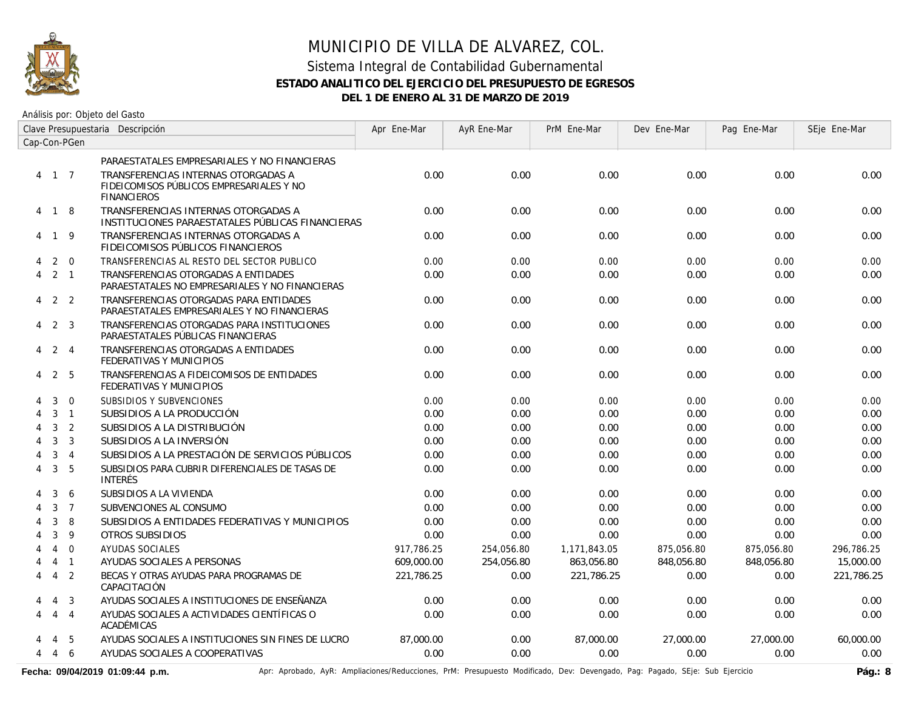# MUNICIPIO DE VILLA DE ALVAREZ, COL.

## Sistema Integral de Contabilidad Gubernamental

### ESTADO ANALITICO DEL EJERCICIO DEL PRESUPUESTO DE EGRESOS

### DEL 1 DE ENERO AL 31 DE MARZO DE 2019

Análisis por: Objeto del Gasto

| Clave Presupuestaria Cap-Con-PGen | Descripción | Apr Ene-Mar | AyR Ene-Mar | PrM Ene-Mar | Dev Ene-Mar | Pag Ene-Mar | SEje Ene-Mar |
|---|---|---|---|---|---|---|---|
| | PARAESTATALES EMPRESARIALES Y NO FINANCIERAS | | | | | | |
| 4 1 7 | TRANSFERENCIAS INTERNAS OTORGADAS A FIDEICOMISOS PÚBLICOS EMPRESARIALES Y NO FINANCIEROS | 0.00 | 0.00 | 0.00 | 0.00 | 0.00 | 0.00 |
| 4 1 8 | TRANSFERENCIAS INTERNAS OTORGADAS A INSTITUCIONES PARAESTATALES PÚBLICAS FINANCIERAS | 0.00 | 0.00 | 0.00 | 0.00 | 0.00 | 0.00 |
| 4 1 9 | TRANSFERENCIAS INTERNAS OTORGADAS A FIDEICOMISOS PÚBLICOS FINANCIEROS | 0.00 | 0.00 | 0.00 | 0.00 | 0.00 | 0.00 |
| 4 2 0 | TRANSFERENCIAS AL RESTO DEL SECTOR PUBLICO | 0.00 | 0.00 | 0.00 | 0.00 | 0.00 | 0.00 |
| 4 2 1 | TRANSFERENCIAS OTORGADAS A ENTIDADES PARAESTATALES NO EMPRESARIALES Y NO FINANCIERAS | 0.00 | 0.00 | 0.00 | 0.00 | 0.00 | 0.00 |
| 4 2 2 | TRANSFERENCIAS OTORGADAS PARA ENTIDADES PARAESTATALES EMPRESARIALES Y NO FINANCIERAS | 0.00 | 0.00 | 0.00 | 0.00 | 0.00 | 0.00 |
| 4 2 3 | TRANSFERENCIAS OTORGADAS PARA INSTITUCIONES PARAESTATALES PÚBLICAS FINANCIERAS | 0.00 | 0.00 | 0.00 | 0.00 | 0.00 | 0.00 |
| 4 2 4 | TRANSFERENCIAS OTORGADAS A ENTIDADES FEDERATIVAS Y MUNICIPIOS | 0.00 | 0.00 | 0.00 | 0.00 | 0.00 | 0.00 |
| 4 2 5 | TRANSFERENCIAS A FIDEICOMISOS DE ENTIDADES FEDERATIVAS Y MUNICIPIOS | 0.00 | 0.00 | 0.00 | 0.00 | 0.00 | 0.00 |
| 4 3 0 | SUBSIDIOS Y SUBVENCIONES | 0.00 | 0.00 | 0.00 | 0.00 | 0.00 | 0.00 |
| 4 3 1 | SUBSIDIOS A LA PRODUCCIÓN | 0.00 | 0.00 | 0.00 | 0.00 | 0.00 | 0.00 |
| 4 3 2 | SUBSIDIOS A LA DISTRIBUCIÓN | 0.00 | 0.00 | 0.00 | 0.00 | 0.00 | 0.00 |
| 4 3 3 | SUBSIDIOS A LA INVERSIÓN | 0.00 | 0.00 | 0.00 | 0.00 | 0.00 | 0.00 |
| 4 3 4 | SUBSIDIOS A LA PRESTACIÓN DE SERVICIOS PÚBLICOS | 0.00 | 0.00 | 0.00 | 0.00 | 0.00 | 0.00 |
| 4 3 5 | SUBSIDIOS PARA CUBRIR DIFERENCIALES DE TASAS DE INTERÉS | 0.00 | 0.00 | 0.00 | 0.00 | 0.00 | 0.00 |
| 4 3 6 | SUBSIDIOS A LA VIVIENDA | 0.00 | 0.00 | 0.00 | 0.00 | 0.00 | 0.00 |
| 4 3 7 | SUBVENCIONES AL CONSUMO | 0.00 | 0.00 | 0.00 | 0.00 | 0.00 | 0.00 |
| 4 3 8 | SUBSIDIOS A ENTIDADES FEDERATIVAS Y MUNICIPIOS | 0.00 | 0.00 | 0.00 | 0.00 | 0.00 | 0.00 |
| 4 3 9 | OTROS SUBSIDIOS | 0.00 | 0.00 | 0.00 | 0.00 | 0.00 | 0.00 |
| 4 4 0 | AYUDAS SOCIALES | 917,786.25 | 254,056.80 | 1,171,843.05 | 875,056.80 | 875,056.80 | 296,786.25 |
| 4 4 1 | AYUDAS SOCIALES A PERSONAS | 609,000.00 | 254,056.80 | 863,056.80 | 848,056.80 | 848,056.80 | 15,000.00 |
| 4 4 2 | BECAS Y OTRAS AYUDAS PARA PROGRAMAS DE CAPACITACIÓN | 221,786.25 | 0.00 | 221,786.25 | 0.00 | 0.00 | 221,786.25 |
| 4 4 3 | AYUDAS SOCIALES A INSTITUCIONES DE ENSEÑANZA | 0.00 | 0.00 | 0.00 | 0.00 | 0.00 | 0.00 |
| 4 4 4 | AYUDAS SOCIALES A ACTIVIDADES CIENTÍFICAS O ACADÉMICAS | 0.00 | 0.00 | 0.00 | 0.00 | 0.00 | 0.00 |
| 4 4 5 | AYUDAS SOCIALES A INSTITUCIONES SIN FINES DE LUCRO | 87,000.00 | 0.00 | 87,000.00 | 27,000.00 | 27,000.00 | 60,000.00 |
| 4 4 6 | AYUDAS SOCIALES A COOPERATIVAS | 0.00 | 0.00 | 0.00 | 0.00 | 0.00 | 0.00 |

Fecha: 09/04/2019 01:09:44 p.m.

Apr: Aprobado, AyR: Ampliaciones/Reducciones, PrM: Presupuesto Modificado, Dev: Devengado, Pag: Pagado, SEje: Sub Ejercicio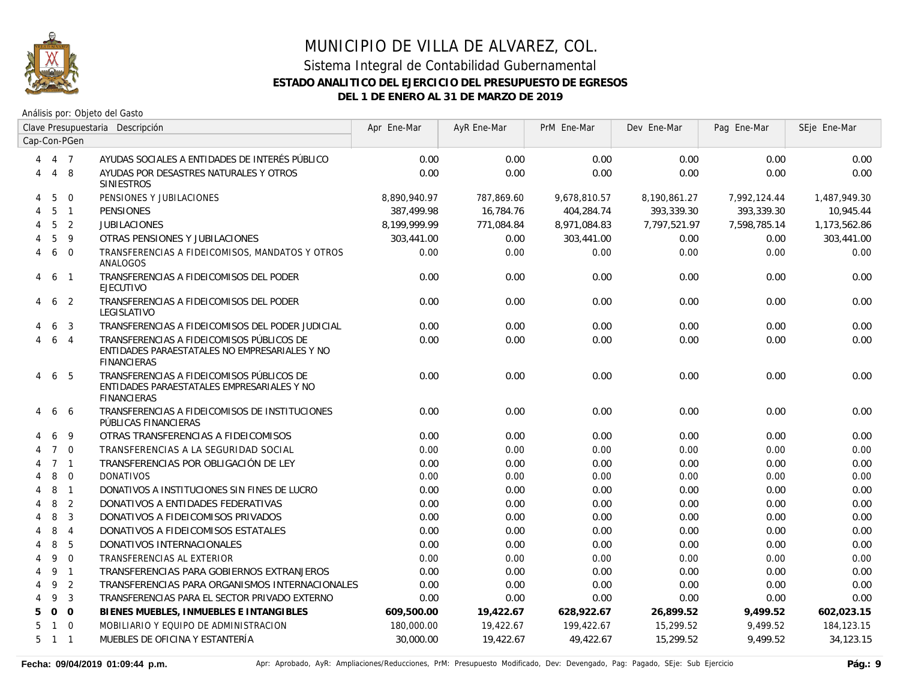# MUNICIPIO DE VILLA DE ALVAREZ, COL.

## Sistema Integral de Contabilidad Gubernamental

### ESTADO ANALITICO DEL EJERCICIO DEL PRESUPUESTO DE EGRESOS

### DEL 1 DE ENERO AL 31 DE MARZO DE 2019

Análisis por: Objeto del Gasto

| Clave Presupuestaria Cap-Con-PGen | Descripción | Apr Ene-Mar | AyR Ene-Mar | PrM Ene-Mar | Dev Ene-Mar | Pag Ene-Mar | SEje Ene-Mar |
|---|---|---|---|---|---|---|---|
| 4 4 7 | AYUDAS SOCIALES A ENTIDADES DE INTERÉS PÚBLICO | 0.00 | 0.00 | 0.00 | 0.00 | 0.00 | 0.00 |
| 4 4 8 | AYUDAS POR DESASTRES NATURALES Y OTROS SINIESTROS | 0.00 | 0.00 | 0.00 | 0.00 | 0.00 | 0.00 |
| 4 5 0 | PENSIONES Y JUBILACIONES | 8,890,940.97 | 787,869.60 | 9,678,810.57 | 8,190,861.27 | 7,992,124.44 | 1,487,949.30 |
| 4 5 1 | PENSIONES | 387,499.98 | 16,784.76 | 404,284.74 | 393,339.30 | 393,339.30 | 10,945.44 |
| 4 5 2 | JUBILACIONES | 8,199,999.99 | 771,084.84 | 8,971,084.83 | 7,797,521.97 | 7,598,785.14 | 1,173,562.86 |
| 4 5 9 | OTRAS PENSIONES Y JUBILACIONES | 303,441.00 | 0.00 | 303,441.00 | 0.00 | 0.00 | 303,441.00 |
| 4 6 0 | TRANSFERENCIAS A FIDEICOMISOS, MANDATOS Y OTROS ANALOGOS | 0.00 | 0.00 | 0.00 | 0.00 | 0.00 | 0.00 |
| 4 6 1 | TRANSFERENCIAS A FIDEICOMISOS DEL PODER EJECUTIVO | 0.00 | 0.00 | 0.00 | 0.00 | 0.00 | 0.00 |
| 4 6 2 | TRANSFERENCIAS A FIDEICOMISOS DEL PODER LEGISLATIVO | 0.00 | 0.00 | 0.00 | 0.00 | 0.00 | 0.00 |
| 4 6 3 | TRANSFERENCIAS A FIDEICOMISOS DEL PODER JUDICIAL | 0.00 | 0.00 | 0.00 | 0.00 | 0.00 | 0.00 |
| 4 6 4 | TRANSFERENCIAS A FIDEICOMISOS PÚBLICOS DE ENTIDADES PARAESTATALES NO EMPRESARIALES Y NO FINANCIERAS | 0.00 | 0.00 | 0.00 | 0.00 | 0.00 | 0.00 |
| 4 6 5 | TRANSFERENCIAS A FIDEICOMISOS PÚBLICOS DE ENTIDADES PARAESTATALES EMPRESARIALES Y NO FINANCIERAS | 0.00 | 0.00 | 0.00 | 0.00 | 0.00 | 0.00 |
| 4 6 6 | TRANSFERENCIAS A FIDEICOMISOS DE INSTITUCIONES PÚBLICAS FINANCIERAS | 0.00 | 0.00 | 0.00 | 0.00 | 0.00 | 0.00 |
| 4 6 9 | OTRAS TRANSFERENCIAS A FIDEICOMISOS | 0.00 | 0.00 | 0.00 | 0.00 | 0.00 | 0.00 |
| 4 7 0 | TRANSFERENCIAS A LA SEGURIDAD SOCIAL | 0.00 | 0.00 | 0.00 | 0.00 | 0.00 | 0.00 |
| 4 7 1 | TRANSFERENCIAS POR OBLIGACIÓN DE LEY | 0.00 | 0.00 | 0.00 | 0.00 | 0.00 | 0.00 |
| 4 8 0 | DONATIVOS | 0.00 | 0.00 | 0.00 | 0.00 | 0.00 | 0.00 |
| 4 8 1 | DONATIVOS A INSTITUCIONES SIN FINES DE LUCRO | 0.00 | 0.00 | 0.00 | 0.00 | 0.00 | 0.00 |
| 4 8 2 | DONATIVOS A ENTIDADES FEDERATIVAS | 0.00 | 0.00 | 0.00 | 0.00 | 0.00 | 0.00 |
| 4 8 3 | DONATIVOS A FIDEICOMISOS PRIVADOS | 0.00 | 0.00 | 0.00 | 0.00 | 0.00 | 0.00 |
| 4 8 4 | DONATIVOS A FIDEICOMISOS ESTATALES | 0.00 | 0.00 | 0.00 | 0.00 | 0.00 | 0.00 |
| 4 8 5 | DONATIVOS INTERNACIONALES | 0.00 | 0.00 | 0.00 | 0.00 | 0.00 | 0.00 |
| 4 9 0 | TRANSFERENCIAS AL EXTERIOR | 0.00 | 0.00 | 0.00 | 0.00 | 0.00 | 0.00 |
| 4 9 1 | TRANSFERENCIAS PARA GOBIERNOS EXTRANJEROS | 0.00 | 0.00 | 0.00 | 0.00 | 0.00 | 0.00 |
| 4 9 2 | TRANSFERENCIAS PARA ORGANISMOS INTERNACIONALES | 0.00 | 0.00 | 0.00 | 0.00 | 0.00 | 0.00 |
| 4 9 3 | TRANSFERENCIAS PARA EL SECTOR PRIVADO EXTERNO | 0.00 | 0.00 | 0.00 | 0.00 | 0.00 | 0.00 |
| **5 0 0** | **BIENES MUEBLES, INMUEBLES E INTANGIBLES** | **609,500.00** | **19,422.67** | **628,922.67** | **26,899.52** | **9,499.52** | **602,023.15** |
| 5 1 0 | MOBILIARIO Y EQUIPO DE ADMINISTRACION | 180,000.00 | 19,422.67 | 199,422.67 | 15,299.52 | 9,499.52 | 184,123.15 |
| 5 1 1 | MUEBLES DE OFICINA Y ESTANTERÍA | 30,000.00 | 19,422.67 | 49,422.67 | 15,299.52 | 9,499.52 | 34,123.15 |

**Fecha: 09/04/2019 01:09:44 p.m.** Apr: Aprobado, AyR: Ampliaciones/Reducciones, PrM: Presupuesto Modificado, Dev: Devengado, Pag: Pagado, SEje: Sub Ejercicio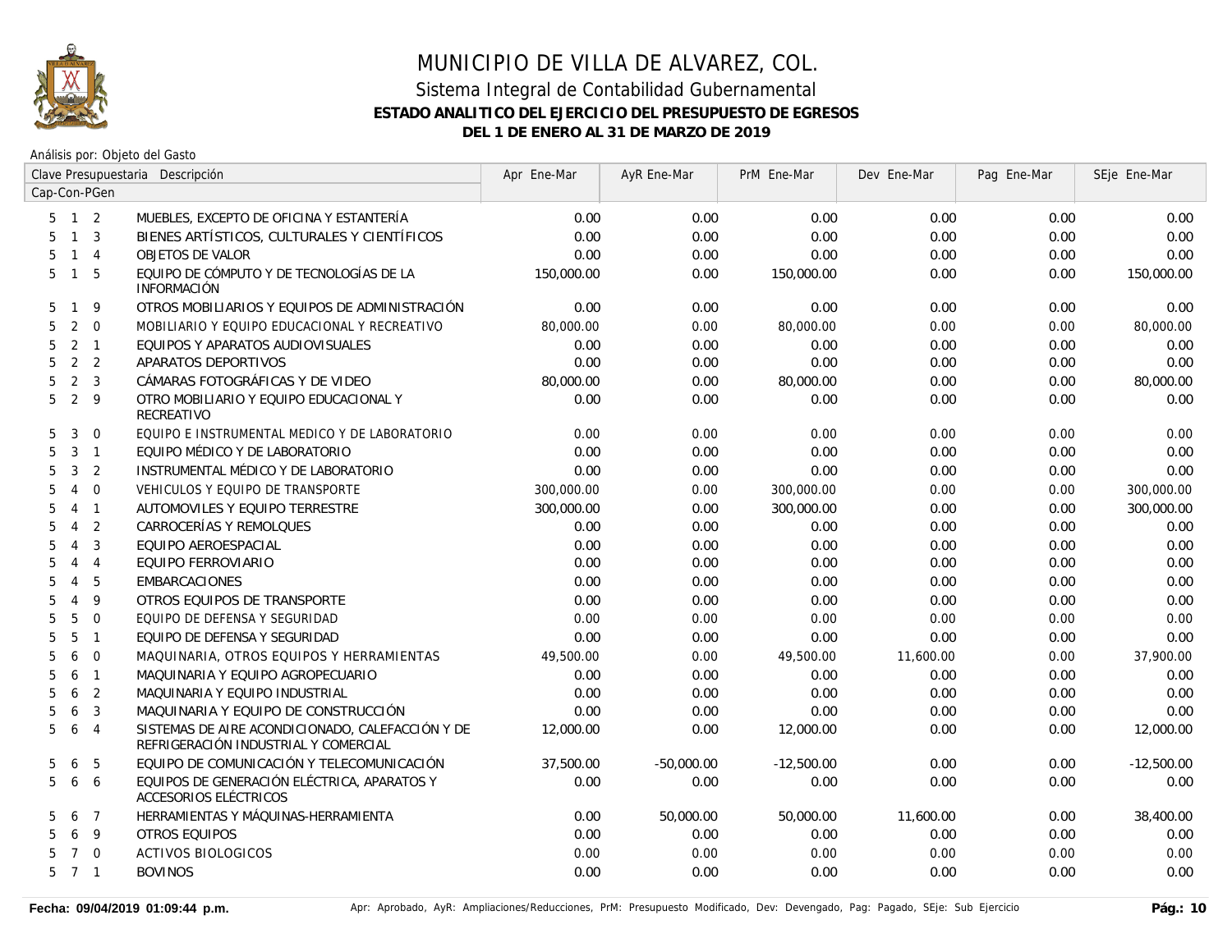# MUNICIPIO DE VILLA DE ALVAREZ, COL.

## Sistema Integral de Contabilidad Gubernamental

### ESTADO ANALITICO DEL EJERCICIO DEL PRESUPUESTO DE EGRESOS

### DEL 1 DE ENERO AL 31 DE MARZO DE 2019

Análisis por: Objeto del Gasto

| Clave Presupuestaria Cap-Con-PGen | Descripción | Apr Ene-Mar | AyR Ene-Mar | PrM Ene-Mar | Dev Ene-Mar | Pag Ene-Mar | SEje Ene-Mar |
|---|---|---|---|---|---|---|---|
| 5 1 2 | MUEBLES, EXCEPTO DE OFICINA Y ESTANTERÍA | 0.00 | 0.00 | 0.00 | 0.00 | 0.00 | 0.00 |
| 5 1 3 | BIENES ARTÍSTICOS, CULTURALES Y CIENTÍFICOS | 0.00 | 0.00 | 0.00 | 0.00 | 0.00 | 0.00 |
| 5 1 4 | OBJETOS DE VALOR | 0.00 | 0.00 | 0.00 | 0.00 | 0.00 | 0.00 |
| 5 1 5 | EQUIPO DE CÓMPUTO Y DE TECNOLOGÍAS DE LA INFORMACIÓN | 150,000.00 | 0.00 | 150,000.00 | 0.00 | 0.00 | 150,000.00 |
| 5 1 9 | OTROS MOBILIARIOS Y EQUIPOS DE ADMINISTRACIÓN | 0.00 | 0.00 | 0.00 | 0.00 | 0.00 | 0.00 |
| 5 2 0 | MOBILIARIO Y EQUIPO EDUCACIONAL Y RECREATIVO | 80,000.00 | 0.00 | 80,000.00 | 0.00 | 0.00 | 80,000.00 |
| 5 2 1 | EQUIPOS Y APARATOS AUDIOVISUALES | 0.00 | 0.00 | 0.00 | 0.00 | 0.00 | 0.00 |
| 5 2 2 | APARATOS DEPORTIVOS | 0.00 | 0.00 | 0.00 | 0.00 | 0.00 | 0.00 |
| 5 2 3 | CÁMARAS FOTOGRÁFICAS Y DE VIDEO | 80,000.00 | 0.00 | 80,000.00 | 0.00 | 0.00 | 80,000.00 |
| 5 2 9 | OTRO MOBILIARIO Y EQUIPO EDUCACIONAL Y RECREATIVO | 0.00 | 0.00 | 0.00 | 0.00 | 0.00 | 0.00 |
| 5 3 0 | EQUIPO E INSTRUMENTAL MEDICO Y DE LABORATORIO | 0.00 | 0.00 | 0.00 | 0.00 | 0.00 | 0.00 |
| 5 3 1 | EQUIPO MÉDICO Y DE LABORATORIO | 0.00 | 0.00 | 0.00 | 0.00 | 0.00 | 0.00 |
| 5 3 2 | INSTRUMENTAL MÉDICO Y DE LABORATORIO | 0.00 | 0.00 | 0.00 | 0.00 | 0.00 | 0.00 |
| 5 4 0 | VEHICULOS Y EQUIPO DE TRANSPORTE | 300,000.00 | 0.00 | 300,000.00 | 0.00 | 0.00 | 300,000.00 |
| 5 4 1 | AUTOMOVILES Y EQUIPO TERRESTRE | 300,000.00 | 0.00 | 300,000.00 | 0.00 | 0.00 | 300,000.00 |
| 5 4 2 | CARROCERÍAS Y REMOLQUES | 0.00 | 0.00 | 0.00 | 0.00 | 0.00 | 0.00 |
| 5 4 3 | EQUIPO AEROESPACIAL | 0.00 | 0.00 | 0.00 | 0.00 | 0.00 | 0.00 |
| 5 4 4 | EQUIPO FERROVIARIO | 0.00 | 0.00 | 0.00 | 0.00 | 0.00 | 0.00 |
| 5 4 5 | EMBARCACIONES | 0.00 | 0.00 | 0.00 | 0.00 | 0.00 | 0.00 |
| 5 4 9 | OTROS EQUIPOS DE TRANSPORTE | 0.00 | 0.00 | 0.00 | 0.00 | 0.00 | 0.00 |
| 5 5 0 | EQUIPO DE DEFENSA Y SEGURIDAD | 0.00 | 0.00 | 0.00 | 0.00 | 0.00 | 0.00 |
| 5 5 1 | EQUIPO DE DEFENSA Y SEGURIDAD | 0.00 | 0.00 | 0.00 | 0.00 | 0.00 | 0.00 |
| 5 6 0 | MAQUINARIA, OTROS EQUIPOS Y HERRAMIENTAS | 49,500.00 | 0.00 | 49,500.00 | 11,600.00 | 0.00 | 37,900.00 |
| 5 6 1 | MAQUINARIA Y EQUIPO AGROPECUARIO | 0.00 | 0.00 | 0.00 | 0.00 | 0.00 | 0.00 |
| 5 6 2 | MAQUINARIA Y EQUIPO INDUSTRIAL | 0.00 | 0.00 | 0.00 | 0.00 | 0.00 | 0.00 |
| 5 6 3 | MAQUINARIA Y EQUIPO DE CONSTRUCCIÓN | 0.00 | 0.00 | 0.00 | 0.00 | 0.00 | 0.00 |
| 5 6 4 | SISTEMAS DE AIRE ACONDICIONADO, CALEFACCIÓN Y DE REFRIGERACIÓN INDUSTRIAL Y COMERCIAL | 12,000.00 | 0.00 | 12,000.00 | 0.00 | 0.00 | 12,000.00 |
| 5 6 5 | EQUIPO DE COMUNICACIÓN Y TELECOMUNICACIÓN | 37,500.00 | -50,000.00 | -12,500.00 | 0.00 | 0.00 | -12,500.00 |
| 5 6 6 | EQUIPOS DE GENERACIÓN ELÉCTRICA, APARATOS Y ACCESORIOS ELÉCTRICOS | 0.00 | 0.00 | 0.00 | 0.00 | 0.00 | 0.00 |
| 5 6 7 | HERRAMIENTAS Y MÁQUINAS-HERRAMIENTA | 0.00 | 50,000.00 | 50,000.00 | 11,600.00 | 0.00 | 38,400.00 |
| 5 6 9 | OTROS EQUIPOS | 0.00 | 0.00 | 0.00 | 0.00 | 0.00 | 0.00 |
| 5 7 0 | ACTIVOS BIOLOGICOS | 0.00 | 0.00 | 0.00 | 0.00 | 0.00 | 0.00 |
| 5 7 1 | BOVINOS | 0.00 | 0.00 | 0.00 | 0.00 | 0.00 | 0.00 |

Fecha: 09/04/2019 01:09:44 p.m.

Apr: Aprobado, AyR: Ampliaciones/Reducciones, PrM: Presupuesto Modificado, Dev: Devengado, Pag: Pagado, SEje: Sub Ejercicio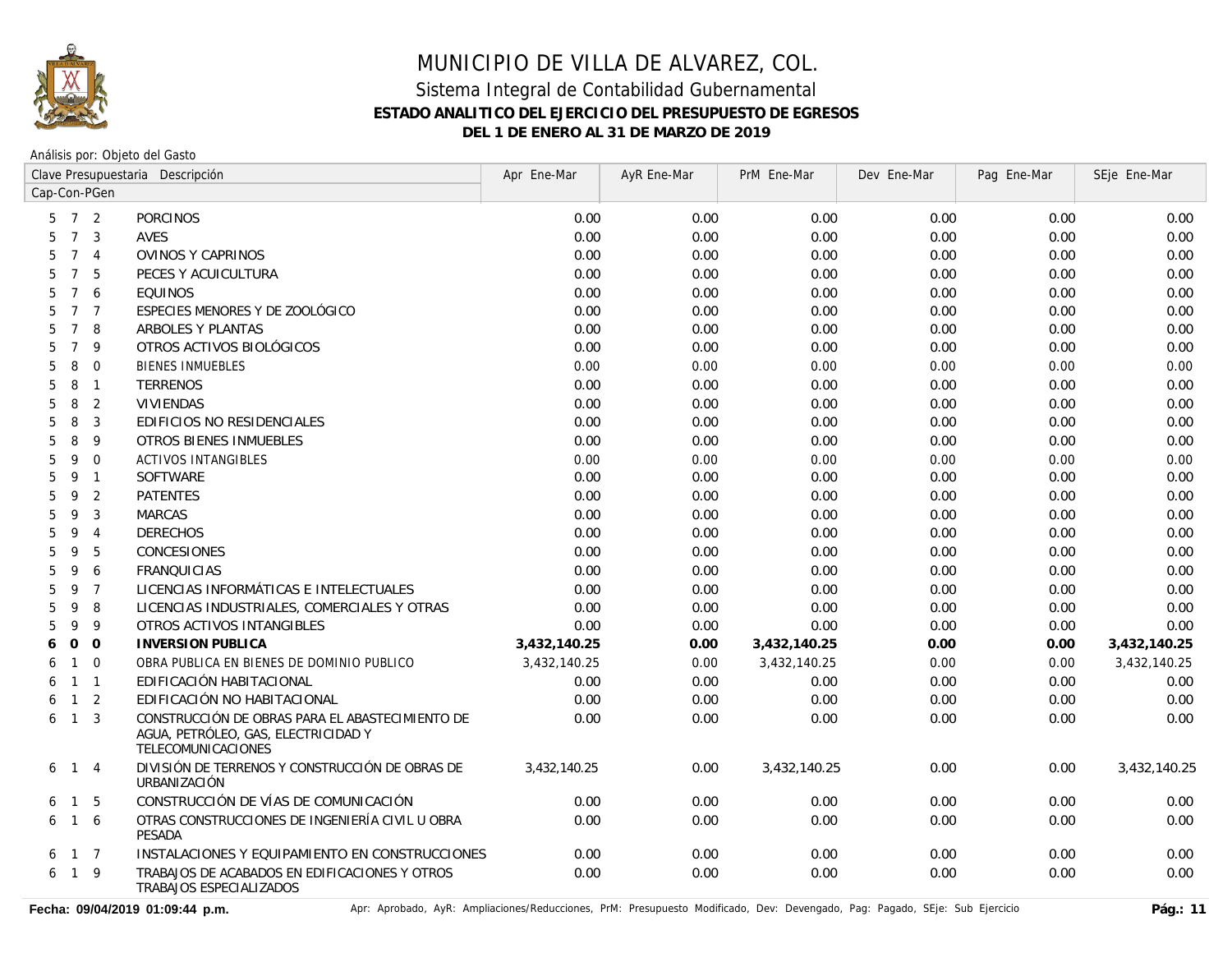# MUNICIPIO DE VILLA DE ALVAREZ, COL.

## Sistema Integral de Contabilidad Gubernamental

### ESTADO ANALITICO DEL EJERCICIO DEL PRESUPUESTO DE EGRESOS

### DEL 1 DE ENERO AL 31 DE MARZO DE 2019

Análisis por: Objeto del Gasto

| Clave Presupuestaria Cap-Con-PGen | Descripción | Apr Ene-Mar | AyR Ene-Mar | PrM Ene-Mar | Dev Ene-Mar | Pag Ene-Mar | SEje Ene-Mar |
|---|---|---|---|---|---|---|---|
| 5 7 2 | PORCINOS | 0.00 | 0.00 | 0.00 | 0.00 | 0.00 | 0.00 |
| 5 7 3 | AVES | 0.00 | 0.00 | 0.00 | 0.00 | 0.00 | 0.00 |
| 5 7 4 | OVINOS Y CAPRINOS | 0.00 | 0.00 | 0.00 | 0.00 | 0.00 | 0.00 |
| 5 7 5 | PECES Y ACUICULTURA | 0.00 | 0.00 | 0.00 | 0.00 | 0.00 | 0.00 |
| 5 7 6 | EQUINOS | 0.00 | 0.00 | 0.00 | 0.00 | 0.00 | 0.00 |
| 5 7 7 | ESPECIES MENORES Y DE ZOOLÓGICO | 0.00 | 0.00 | 0.00 | 0.00 | 0.00 | 0.00 |
| 5 7 8 | ARBOLES Y PLANTAS | 0.00 | 0.00 | 0.00 | 0.00 | 0.00 | 0.00 |
| 5 7 9 | OTROS ACTIVOS BIOLÓGICOS | 0.00 | 0.00 | 0.00 | 0.00 | 0.00 | 0.00 |
| 5 8 0 | BIENES INMUEBLES | 0.00 | 0.00 | 0.00 | 0.00 | 0.00 | 0.00 |
| 5 8 1 | TERRENOS | 0.00 | 0.00 | 0.00 | 0.00 | 0.00 | 0.00 |
| 5 8 2 | VIVIENDAS | 0.00 | 0.00 | 0.00 | 0.00 | 0.00 | 0.00 |
| 5 8 3 | EDIFICIOS NO RESIDENCIALES | 0.00 | 0.00 | 0.00 | 0.00 | 0.00 | 0.00 |
| 5 8 9 | OTROS BIENES INMUEBLES | 0.00 | 0.00 | 0.00 | 0.00 | 0.00 | 0.00 |
| 5 9 0 | ACTIVOS INTANGIBLES | 0.00 | 0.00 | 0.00 | 0.00 | 0.00 | 0.00 |
| 5 9 1 | SOFTWARE | 0.00 | 0.00 | 0.00 | 0.00 | 0.00 | 0.00 |
| 5 9 2 | PATENTES | 0.00 | 0.00 | 0.00 | 0.00 | 0.00 | 0.00 |
| 5 9 3 | MARCAS | 0.00 | 0.00 | 0.00 | 0.00 | 0.00 | 0.00 |
| 5 9 4 | DERECHOS | 0.00 | 0.00 | 0.00 | 0.00 | 0.00 | 0.00 |
| 5 9 5 | CONCESIONES | 0.00 | 0.00 | 0.00 | 0.00 | 0.00 | 0.00 |
| 5 9 6 | FRANQUICIAS | 0.00 | 0.00 | 0.00 | 0.00 | 0.00 | 0.00 |
| 5 9 7 | LICENCIAS INFORMÁTICAS E INTELECTUALES | 0.00 | 0.00 | 0.00 | 0.00 | 0.00 | 0.00 |
| 5 9 8 | LICENCIAS INDUSTRIALES, COMERCIALES Y OTRAS | 0.00 | 0.00 | 0.00 | 0.00 | 0.00 | 0.00 |
| 5 9 9 | OTROS ACTIVOS INTANGIBLES | 0.00 | 0.00 | 0.00 | 0.00 | 0.00 | 0.00 |
| **6 0 0** | **INVERSION PUBLICA** | **3,432,140.25** | **0.00** | **3,432,140.25** | **0.00** | **0.00** | **3,432,140.25** |
| 6 1 0 | OBRA PUBLICA EN BIENES DE DOMINIO PUBLICO | 3,432,140.25 | 0.00 | 3,432,140.25 | 0.00 | 0.00 | 3,432,140.25 |
| 6 1 1 | EDIFICACIÓN HABITACIONAL | 0.00 | 0.00 | 0.00 | 0.00 | 0.00 | 0.00 |
| 6 1 2 | EDIFICACIÓN NO HABITACIONAL | 0.00 | 0.00 | 0.00 | 0.00 | 0.00 | 0.00 |
| 6 1 3 | CONSTRUCCIÓN DE OBRAS PARA EL ABASTECIMIENTO DE AGUA, PETRÓLEO, GAS, ELECTRICIDAD Y TELECOMUNICACIONES | 0.00 | 0.00 | 0.00 | 0.00 | 0.00 | 0.00 |
| 6 1 4 | DIVISIÓN DE TERRENOS Y CONSTRUCCIÓN DE OBRAS DE URBANIZACIÓN | 3,432,140.25 | 0.00 | 3,432,140.25 | 0.00 | 0.00 | 3,432,140.25 |
| 6 1 5 | CONSTRUCCIÓN DE VÍAS DE COMUNICACIÓN | 0.00 | 0.00 | 0.00 | 0.00 | 0.00 | 0.00 |
| 6 1 6 | OTRAS CONSTRUCCIONES DE INGENIERÍA CIVIL U OBRA PESADA | 0.00 | 0.00 | 0.00 | 0.00 | 0.00 | 0.00 |
| 6 1 7 | INSTALACIONES Y EQUIPAMIENTO EN CONSTRUCCIONES | 0.00 | 0.00 | 0.00 | 0.00 | 0.00 | 0.00 |
| 6 1 9 | TRABAJOS DE ACABADOS EN EDIFICACIONES Y OTROS TRABAJOS ESPECIALIZADOS | 0.00 | 0.00 | 0.00 | 0.00 | 0.00 | 0.00 |

**Fecha: 09/04/2019 01:09:44 p.m.** Apr: Aprobado, AyR: Ampliaciones/Reducciones, PrM: Presupuesto Modificado, Dev: Devengado, Pag: Pagado, SEje: Sub Ejercicio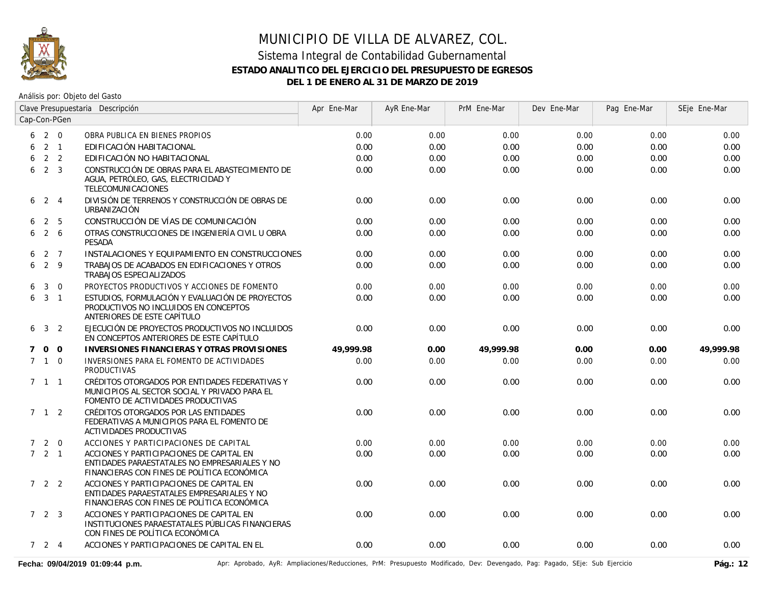# MUNICIPIO DE VILLA DE ALVAREZ, COL.

## Sistema Integral de Contabilidad Gubernamental

### ESTADO ANALITICO DEL EJERCICIO DEL PRESUPUESTO DE EGRESOS

### DEL 1 DE ENERO AL 31 DE MARZO DE 2019

Análisis por: Objeto del Gasto

| Clave Presupuestaria Cap-Con-PGen | Descripción | Apr Ene-Mar | AyR Ene-Mar | PrM Ene-Mar | Dev Ene-Mar | Pag Ene-Mar | SEje Ene-Mar |
|---|---|---|---|---|---|---|---|
| 6 2 0 | OBRA PUBLICA EN BIENES PROPIOS | 0.00 | 0.00 | 0.00 | 0.00 | 0.00 | 0.00 |
| 6 2 1 | EDIFICACIÓN HABITACIONAL | 0.00 | 0.00 | 0.00 | 0.00 | 0.00 | 0.00 |
| 6 2 2 | EDIFICACIÓN NO HABITACIONAL | 0.00 | 0.00 | 0.00 | 0.00 | 0.00 | 0.00 |
| 6 2 3 | CONSTRUCCIÓN DE OBRAS PARA EL ABASTECIMIENTO DE AGUA, PETRÓLEO, GAS, ELECTRICIDAD Y TELECOMUNICACIONES | 0.00 | 0.00 | 0.00 | 0.00 | 0.00 | 0.00 |
| 6 2 4 | DIVISIÓN DE TERRENOS Y CONSTRUCCIÓN DE OBRAS DE URBANIZACIÓN | 0.00 | 0.00 | 0.00 | 0.00 | 0.00 | 0.00 |
| 6 2 5 | CONSTRUCCIÓN DE VÍAS DE COMUNICACIÓN | 0.00 | 0.00 | 0.00 | 0.00 | 0.00 | 0.00 |
| 6 2 6 | OTRAS CONSTRUCCIONES DE INGENIERÍA CIVIL U OBRA PESADA | 0.00 | 0.00 | 0.00 | 0.00 | 0.00 | 0.00 |
| 6 2 7 | INSTALACIONES Y EQUIPAMIENTO EN CONSTRUCCIONES | 0.00 | 0.00 | 0.00 | 0.00 | 0.00 | 0.00 |
| 6 2 9 | TRABAJOS DE ACABADOS EN EDIFICACIONES Y OTROS TRABAJOS ESPECIALIZADOS | 0.00 | 0.00 | 0.00 | 0.00 | 0.00 | 0.00 |
| 6 3 0 | PROYECTOS PRODUCTIVOS Y ACCIONES DE FOMENTO | 0.00 | 0.00 | 0.00 | 0.00 | 0.00 | 0.00 |
| 6 3 1 | ESTUDIOS, FORMULACIÓN Y EVALUACIÓN DE PROYECTOS PRODUCTIVOS NO INCLUIDOS EN CONCEPTOS ANTERIORES DE ESTE CAPÍTULO | 0.00 | 0.00 | 0.00 | 0.00 | 0.00 | 0.00 |
| 6 3 2 | EJECUCIÓN DE PROYECTOS PRODUCTIVOS NO INCLUIDOS EN CONCEPTOS ANTERIORES DE ESTE CAPÍTULO | 0.00 | 0.00 | 0.00 | 0.00 | 0.00 | 0.00 |
| **7 0 0** | **INVERSIONES FINANCIERAS Y OTRAS PROVISIONES** | **49,999.98** | **0.00** | **49,999.98** | **0.00** | **0.00** | **49,999.98** |
| 7 1 0 | INVERSIONES PARA EL FOMENTO DE ACTIVIDADES PRODUCTIVAS | 0.00 | 0.00 | 0.00 | 0.00 | 0.00 | 0.00 |
| 7 1 1 | CRÉDITOS OTORGADOS POR ENTIDADES FEDERATIVAS Y MUNICIPIOS AL SECTOR SOCIAL Y PRIVADO PARA EL FOMENTO DE ACTIVIDADES PRODUCTIVAS | 0.00 | 0.00 | 0.00 | 0.00 | 0.00 | 0.00 |
| 7 1 2 | CRÉDITOS OTORGADOS POR LAS ENTIDADES FEDERATIVAS A MUNICIPIOS PARA EL FOMENTO DE ACTIVIDADES PRODUCTIVAS | 0.00 | 0.00 | 0.00 | 0.00 | 0.00 | 0.00 |
| 7 2 0 | ACCIONES Y PARTICIPACIONES DE CAPITAL | 0.00 | 0.00 | 0.00 | 0.00 | 0.00 | 0.00 |
| 7 2 1 | ACCIONES Y PARTICIPACIONES DE CAPITAL EN ENTIDADES PARAESTATALES NO EMPRESARIALES Y NO FINANCIERAS CON FINES DE POLÍTICA ECONÓMICA | 0.00 | 0.00 | 0.00 | 0.00 | 0.00 | 0.00 |
| 7 2 2 | ACCIONES Y PARTICIPACIONES DE CAPITAL EN ENTIDADES PARAESTATALES EMPRESARIALES Y NO FINANCIERAS CON FINES DE POLÍTICA ECONÓMICA | 0.00 | 0.00 | 0.00 | 0.00 | 0.00 | 0.00 |
| 7 2 3 | ACCIONES Y PARTICIPACIONES DE CAPITAL EN INSTITUCIONES PARAESTATALES PÚBLICAS FINANCIERAS CON FINES DE POLÍTICA ECONÓMICA | 0.00 | 0.00 | 0.00 | 0.00 | 0.00 | 0.00 |
| 7 2 4 | ACCIONES Y PARTICIPACIONES DE CAPITAL EN EL | 0.00 | 0.00 | 0.00 | 0.00 | 0.00 | 0.00 |

Fecha: 09/04/2019 01:09:44 p.m.

Apr: Aprobado, AyR: Ampliaciones/Reducciones, PrM: Presupuesto Modificado, Dev: Devengado, Pag: Pagado, SEje: Sub Ejercicio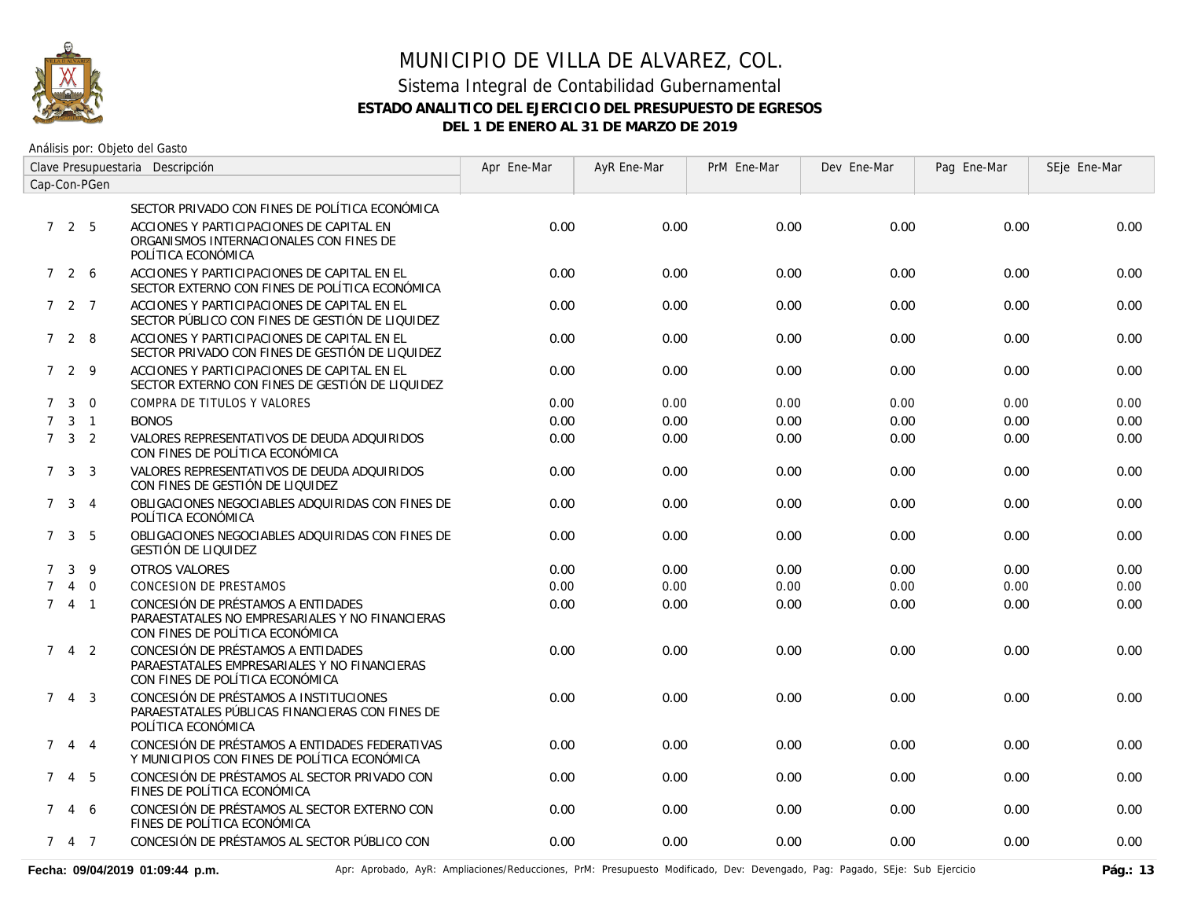# MUNICIPIO DE VILLA DE ALVAREZ, COL.

## Sistema Integral de Contabilidad Gubernamental

### ESTADO ANALITICO DEL EJERCICIO DEL PRESUPUESTO DE EGRESOS

### DEL 1 DE ENERO AL 31 DE MARZO DE 2019

Análisis por: Objeto del Gasto

| Clave Presupuestaria Cap-Con-PGen | Descripción | Apr Ene-Mar | AyR Ene-Mar | PrM Ene-Mar | Dev Ene-Mar | Pag Ene-Mar | SEje Ene-Mar |
|---|---|---|---|---|---|---|---|
| | SECTOR PRIVADO CON FINES DE POLÍTICA ECONÓMICA | | | | | | |
| 7 2 5 | ACCIONES Y PARTICIPACIONES DE CAPITAL EN ORGANISMOS INTERNACIONALES CON FINES DE POLÍTICA ECONÓMICA | 0.00 | 0.00 | 0.00 | 0.00 | 0.00 | 0.00 |
| 7 2 6 | ACCIONES Y PARTICIPACIONES DE CAPITAL EN EL SECTOR EXTERNO CON FINES DE POLÍTICA ECONÓMICA | 0.00 | 0.00 | 0.00 | 0.00 | 0.00 | 0.00 |
| 7 2 7 | ACCIONES Y PARTICIPACIONES DE CAPITAL EN EL SECTOR PÚBLICO CON FINES DE GESTIÓN DE LIQUIDEZ | 0.00 | 0.00 | 0.00 | 0.00 | 0.00 | 0.00 |
| 7 2 8 | ACCIONES Y PARTICIPACIONES DE CAPITAL EN EL SECTOR PRIVADO CON FINES DE GESTIÓN DE LIQUIDEZ | 0.00 | 0.00 | 0.00 | 0.00 | 0.00 | 0.00 |
| 7 2 9 | ACCIONES Y PARTICIPACIONES DE CAPITAL EN EL SECTOR EXTERNO CON FINES DE GESTIÓN DE LIQUIDEZ | 0.00 | 0.00 | 0.00 | 0.00 | 0.00 | 0.00 |
| 7 3 0 | COMPRA DE TITULOS Y VALORES | 0.00 | 0.00 | 0.00 | 0.00 | 0.00 | 0.00 |
| 7 3 1 | BONOS | 0.00 | 0.00 | 0.00 | 0.00 | 0.00 | 0.00 |
| 7 3 2 | VALORES REPRESENTATIVOS DE DEUDA ADQUIRIDOS CON FINES DE POLÍTICA ECONÓMICA | 0.00 | 0.00 | 0.00 | 0.00 | 0.00 | 0.00 |
| 7 3 3 | VALORES REPRESENTATIVOS DE DEUDA ADQUIRIDOS CON FINES DE GESTIÓN DE LIQUIDEZ | 0.00 | 0.00 | 0.00 | 0.00 | 0.00 | 0.00 |
| 7 3 4 | OBLIGACIONES NEGOCIABLES ADQUIRIDAS CON FINES DE POLÍTICA ECONÓMICA | 0.00 | 0.00 | 0.00 | 0.00 | 0.00 | 0.00 |
| 7 3 5 | OBLIGACIONES NEGOCIABLES ADQUIRIDAS CON FINES DE GESTIÓN DE LIQUIDEZ | 0.00 | 0.00 | 0.00 | 0.00 | 0.00 | 0.00 |
| 7 3 9 | OTROS VALORES | 0.00 | 0.00 | 0.00 | 0.00 | 0.00 | 0.00 |
| 7 4 0 | CONCESION DE PRESTAMOS | 0.00 | 0.00 | 0.00 | 0.00 | 0.00 | 0.00 |
| 7 4 1 | CONCESIÓN DE PRÉSTAMOS A ENTIDADES PARAESTATALES NO EMPRESARIALES Y NO FINANCIERAS CON FINES DE POLÍTICA ECONÓMICA | 0.00 | 0.00 | 0.00 | 0.00 | 0.00 | 0.00 |
| 7 4 2 | CONCESIÓN DE PRÉSTAMOS A ENTIDADES PARAESTATALES EMPRESARIALES Y NO FINANCIERAS CON FINES DE POLÍTICA ECONÓMICA | 0.00 | 0.00 | 0.00 | 0.00 | 0.00 | 0.00 |
| 7 4 3 | CONCESIÓN DE PRÉSTAMOS A INSTITUCIONES PARAESTATALES PÚBLICAS FINANCIERAS CON FINES DE POLÍTICA ECONÓMICA | 0.00 | 0.00 | 0.00 | 0.00 | 0.00 | 0.00 |
| 7 4 4 | CONCESIÓN DE PRÉSTAMOS A ENTIDADES FEDERATIVAS Y MUNICIPIOS CON FINES DE POLÍTICA ECONÓMICA | 0.00 | 0.00 | 0.00 | 0.00 | 0.00 | 0.00 |
| 7 4 5 | CONCESIÓN DE PRÉSTAMOS AL SECTOR PRIVADO CON FINES DE POLÍTICA ECONÓMICA | 0.00 | 0.00 | 0.00 | 0.00 | 0.00 | 0.00 |
| 7 4 6 | CONCESIÓN DE PRÉSTAMOS AL SECTOR EXTERNO CON FINES DE POLÍTICA ECONÓMICA | 0.00 | 0.00 | 0.00 | 0.00 | 0.00 | 0.00 |
| 7 4 7 | CONCESIÓN DE PRÉSTAMOS AL SECTOR PÚBLICO CON | 0.00 | 0.00 | 0.00 | 0.00 | 0.00 | 0.00 |

Fecha: 09/04/2019 01:09:44 p.m.

Apr: Aprobado, AyR: Ampliaciones/Reducciones, PrM: Presupuesto Modificado, Dev: Devengado, Pag: Pagado, SEje: Sub Ejercicio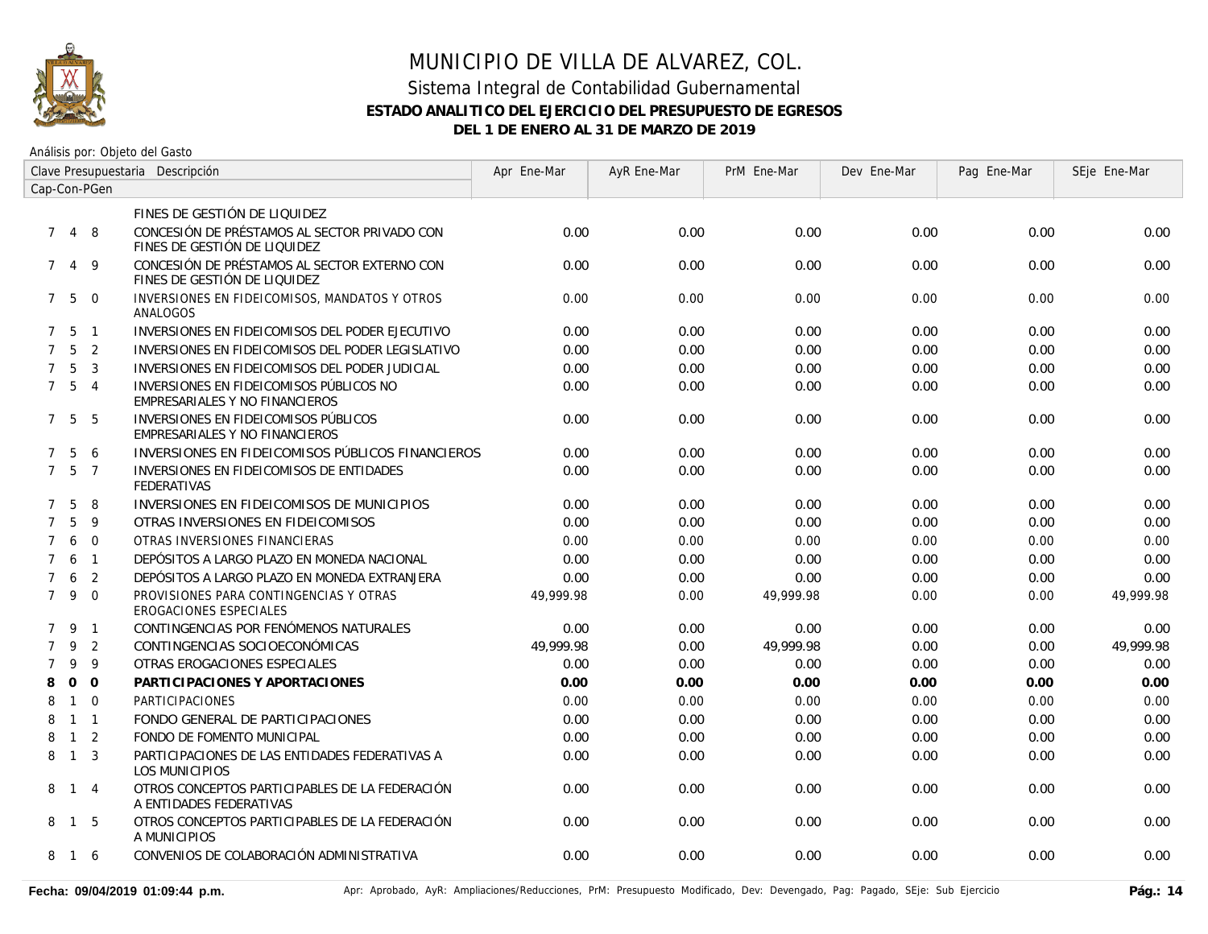# MUNICIPIO DE VILLA DE ALVAREZ, COL.

## Sistema Integral de Contabilidad Gubernamental

### ESTADO ANALITICO DEL EJERCICIO DEL PRESUPUESTO DE EGRESOS

### DEL 1 DE ENERO AL 31 DE MARZO DE 2019

Análisis por: Objeto del Gasto

| Clave Presupuestaria Cap-Con-PGen | | | Descripción | Apr Ene-Mar | AyR Ene-Mar | PrM Ene-Mar | Dev Ene-Mar | Pag Ene-Mar | SEje Ene-Mar |
|---|---|---|---|---|---|---|---|---|---|
| | | | FINES DE GESTIÓN DE LIQUIDEZ | | | | | | |
| 7 | 4 | 8 | CONCESIÓN DE PRÉSTAMOS AL SECTOR PRIVADO CON FINES DE GESTIÓN DE LIQUIDEZ | 0.00 | 0.00 | 0.00 | 0.00 | 0.00 | 0.00 |
| 7 | 4 | 9 | CONCESIÓN DE PRÉSTAMOS AL SECTOR EXTERNO CON FINES DE GESTIÓN DE LIQUIDEZ | 0.00 | 0.00 | 0.00 | 0.00 | 0.00 | 0.00 |
| 7 | 5 | 0 | INVERSIONES EN FIDEICOMISOS, MANDATOS Y OTROS ANALOGOS | 0.00 | 0.00 | 0.00 | 0.00 | 0.00 | 0.00 |
| 7 | 5 | 1 | INVERSIONES EN FIDEICOMISOS DEL PODER EJECUTIVO | 0.00 | 0.00 | 0.00 | 0.00 | 0.00 | 0.00 |
| 7 | 5 | 2 | INVERSIONES EN FIDEICOMISOS DEL PODER LEGISLATIVO | 0.00 | 0.00 | 0.00 | 0.00 | 0.00 | 0.00 |
| 7 | 5 | 3 | INVERSIONES EN FIDEICOMISOS DEL PODER JUDICIAL | 0.00 | 0.00 | 0.00 | 0.00 | 0.00 | 0.00 |
| 7 | 5 | 4 | INVERSIONES EN FIDEICOMISOS PÚBLICOS NO EMPRESARIALES Y NO FINANCIEROS | 0.00 | 0.00 | 0.00 | 0.00 | 0.00 | 0.00 |
| 7 | 5 | 5 | INVERSIONES EN FIDEICOMISOS PÚBLICOS EMPRESARIALES Y NO FINANCIEROS | 0.00 | 0.00 | 0.00 | 0.00 | 0.00 | 0.00 |
| 7 | 5 | 6 | INVERSIONES EN FIDEICOMISOS PÚBLICOS FINANCIEROS | 0.00 | 0.00 | 0.00 | 0.00 | 0.00 | 0.00 |
| 7 | 5 | 7 | INVERSIONES EN FIDEICOMISOS DE ENTIDADES FEDERATIVAS | 0.00 | 0.00 | 0.00 | 0.00 | 0.00 | 0.00 |
| 7 | 5 | 8 | INVERSIONES EN FIDEICOMISOS DE MUNICIPIOS | 0.00 | 0.00 | 0.00 | 0.00 | 0.00 | 0.00 |
| 7 | 5 | 9 | OTRAS INVERSIONES EN FIDEICOMISOS | 0.00 | 0.00 | 0.00 | 0.00 | 0.00 | 0.00 |
| 7 | 6 | 0 | OTRAS INVERSIONES FINANCIERAS | 0.00 | 0.00 | 0.00 | 0.00 | 0.00 | 0.00 |
| 7 | 6 | 1 | DEPÓSITOS A LARGO PLAZO EN MONEDA NACIONAL | 0.00 | 0.00 | 0.00 | 0.00 | 0.00 | 0.00 |
| 7 | 6 | 2 | DEPÓSITOS A LARGO PLAZO EN MONEDA EXTRANJERA | 0.00 | 0.00 | 0.00 | 0.00 | 0.00 | 0.00 |
| 7 | 9 | 0 | PROVISIONES PARA CONTINGENCIAS Y OTRAS EROGACIONES ESPECIALES | 49,999.98 | 0.00 | 49,999.98 | 0.00 | 0.00 | 49,999.98 |
| 7 | 9 | 1 | CONTINGENCIAS POR FENÓMENOS NATURALES | 0.00 | 0.00 | 0.00 | 0.00 | 0.00 | 0.00 |
| 7 | 9 | 2 | CONTINGENCIAS SOCIOECONÓMICAS | 49,999.98 | 0.00 | 49,999.98 | 0.00 | 0.00 | 49,999.98 |
| 7 | 9 | 9 | OTRAS EROGACIONES ESPECIALES | 0.00 | 0.00 | 0.00 | 0.00 | 0.00 | 0.00 |
| **8** | **0** | **0** | **PARTICIPACIONES Y APORTACIONES** | **0.00** | **0.00** | **0.00** | **0.00** | **0.00** | **0.00** |
| 8 | 1 | 0 | PARTICIPACIONES | 0.00 | 0.00 | 0.00 | 0.00 | 0.00 | 0.00 |
| 8 | 1 | 1 | FONDO GENERAL DE PARTICIPACIONES | 0.00 | 0.00 | 0.00 | 0.00 | 0.00 | 0.00 |
| 8 | 1 | 2 | FONDO DE FOMENTO MUNICIPAL | 0.00 | 0.00 | 0.00 | 0.00 | 0.00 | 0.00 |
| 8 | 1 | 3 | PARTICIPACIONES DE LAS ENTIDADES FEDERATIVAS A LOS MUNICIPIOS | 0.00 | 0.00 | 0.00 | 0.00 | 0.00 | 0.00 |
| 8 | 1 | 4 | OTROS CONCEPTOS PARTICIPABLES DE LA FEDERACIÓN A ENTIDADES FEDERATIVAS | 0.00 | 0.00 | 0.00 | 0.00 | 0.00 | 0.00 |
| 8 | 1 | 5 | OTROS CONCEPTOS PARTICIPABLES DE LA FEDERACIÓN A MUNICIPIOS | 0.00 | 0.00 | 0.00 | 0.00 | 0.00 | 0.00 |
| 8 | 1 | 6 | CONVENIOS DE COLABORACIÓN ADMINISTRATIVA | 0.00 | 0.00 | 0.00 | 0.00 | 0.00 | 0.00 |

Fecha: 09/04/2019 01:09:44 p.m.

Apr: Aprobado, AyR: Ampliaciones/Reducciones, PrM: Presupuesto Modificado, Dev: Devengado, Pag: Pagado, SEje: Sub Ejercicio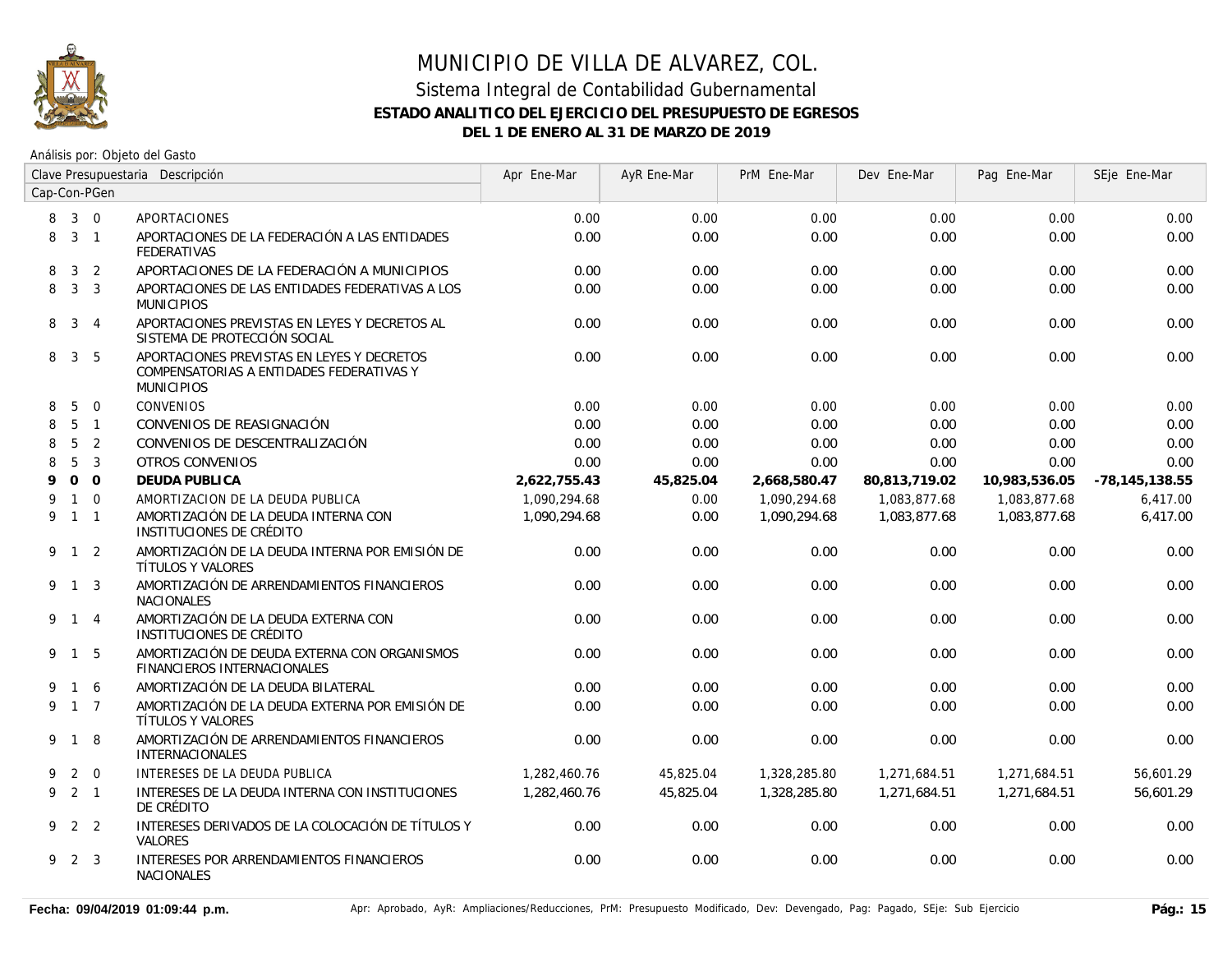# MUNICIPIO DE VILLA DE ALVAREZ, COL.

## Sistema Integral de Contabilidad Gubernamental

### ESTADO ANALITICO DEL EJERCICIO DEL PRESUPUESTO DE EGRESOS

### DEL 1 DE ENERO AL 31 DE MARZO DE 2019

Análisis por: Objeto del Gasto

| Clave Presupuestaria Cap-Con-PGen | Descripción | Apr Ene-Mar | AyR Ene-Mar | PrM Ene-Mar | Dev Ene-Mar | Pag Ene-Mar | SEje Ene-Mar |
|---|---|---|---|---|---|---|---|
| 8 3 0 | APORTACIONES | 0.00 | 0.00 | 0.00 | 0.00 | 0.00 | 0.00 |
| 8 3 1 | APORTACIONES DE LA FEDERACIÓN A LAS ENTIDADES FEDERATIVAS | 0.00 | 0.00 | 0.00 | 0.00 | 0.00 | 0.00 |
| 8 3 2 | APORTACIONES DE LA FEDERACIÓN A MUNICIPIOS | 0.00 | 0.00 | 0.00 | 0.00 | 0.00 | 0.00 |
| 8 3 3 | APORTACIONES DE LAS ENTIDADES FEDERATIVAS A LOS MUNICIPIOS | 0.00 | 0.00 | 0.00 | 0.00 | 0.00 | 0.00 |
| 8 3 4 | APORTACIONES PREVISTAS EN LEYES Y DECRETOS AL SISTEMA DE PROTECCIÓN SOCIAL | 0.00 | 0.00 | 0.00 | 0.00 | 0.00 | 0.00 |
| 8 3 5 | APORTACIONES PREVISTAS EN LEYES Y DECRETOS COMPENSATORIAS A ENTIDADES FEDERATIVAS Y MUNICIPIOS | 0.00 | 0.00 | 0.00 | 0.00 | 0.00 | 0.00 |
| 8 5 0 | CONVENIOS | 0.00 | 0.00 | 0.00 | 0.00 | 0.00 | 0.00 |
| 8 5 1 | CONVENIOS DE REASIGNACIÓN | 0.00 | 0.00 | 0.00 | 0.00 | 0.00 | 0.00 |
| 8 5 2 | CONVENIOS DE DESCENTRALIZACIÓN | 0.00 | 0.00 | 0.00 | 0.00 | 0.00 | 0.00 |
| 8 5 3 | OTROS CONVENIOS | 0.00 | 0.00 | 0.00 | 0.00 | 0.00 | 0.00 |
| **9 0 0** | **DEUDA PUBLICA** | **2,622,755.43** | **45,825.04** | **2,668,580.47** | **80,813,719.02** | **10,983,536.05** | **-78,145,138.55** |
| 9 1 0 | AMORTIZACION DE LA DEUDA PUBLICA | 1,090,294.68 | 0.00 | 1,090,294.68 | 1,083,877.68 | 1,083,877.68 | 6,417.00 |
| 9 1 1 | AMORTIZACIÓN DE LA DEUDA INTERNA CON INSTITUCIONES DE CRÉDITO | 1,090,294.68 | 0.00 | 1,090,294.68 | 1,083,877.68 | 1,083,877.68 | 6,417.00 |
| 9 1 2 | AMORTIZACIÓN DE LA DEUDA INTERNA POR EMISIÓN DE TÍTULOS Y VALORES | 0.00 | 0.00 | 0.00 | 0.00 | 0.00 | 0.00 |
| 9 1 3 | AMORTIZACIÓN DE ARRENDAMIENTOS FINANCIEROS NACIONALES | 0.00 | 0.00 | 0.00 | 0.00 | 0.00 | 0.00 |
| 9 1 4 | AMORTIZACIÓN DE LA DEUDA EXTERNA CON INSTITUCIONES DE CRÉDITO | 0.00 | 0.00 | 0.00 | 0.00 | 0.00 | 0.00 |
| 9 1 5 | AMORTIZACIÓN DE DEUDA EXTERNA CON ORGANISMOS FINANCIEROS INTERNACIONALES | 0.00 | 0.00 | 0.00 | 0.00 | 0.00 | 0.00 |
| 9 1 6 | AMORTIZACIÓN DE LA DEUDA BILATERAL | 0.00 | 0.00 | 0.00 | 0.00 | 0.00 | 0.00 |
| 9 1 7 | AMORTIZACIÓN DE LA DEUDA EXTERNA POR EMISIÓN DE TÍTULOS Y VALORES | 0.00 | 0.00 | 0.00 | 0.00 | 0.00 | 0.00 |
| 9 1 8 | AMORTIZACIÓN DE ARRENDAMIENTOS FINANCIEROS INTERNACIONALES | 0.00 | 0.00 | 0.00 | 0.00 | 0.00 | 0.00 |
| 9 2 0 | INTERESES DE LA DEUDA PUBLICA | 1,282,460.76 | 45,825.04 | 1,328,285.80 | 1,271,684.51 | 1,271,684.51 | 56,601.29 |
| 9 2 1 | INTERESES DE LA DEUDA INTERNA CON INSTITUCIONES DE CRÉDITO | 1,282,460.76 | 45,825.04 | 1,328,285.80 | 1,271,684.51 | 1,271,684.51 | 56,601.29 |
| 9 2 2 | INTERESES DERIVADOS DE LA COLOCACIÓN DE TÍTULOS Y VALORES | 0.00 | 0.00 | 0.00 | 0.00 | 0.00 | 0.00 |
| 9 2 3 | INTERESES POR ARRENDAMIENTOS FINANCIEROS NACIONALES | 0.00 | 0.00 | 0.00 | 0.00 | 0.00 | 0.00 |

Fecha: 09/04/2019 01:09:44 p.m. — Apr: Aprobado, AyR: Ampliaciones/Reducciones, PrM: Presupuesto Modificado, Dev: Devengado, Pag: Pagado, SEje: Sub Ejercicio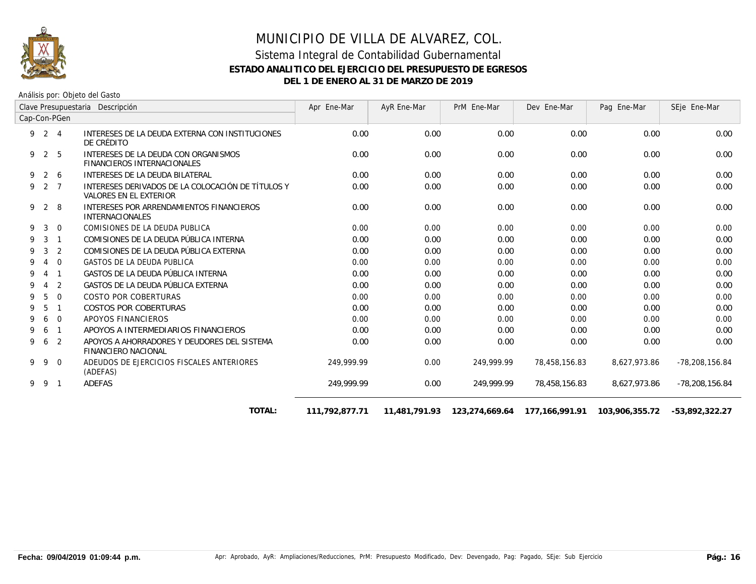# MUNICIPIO DE VILLA DE ALVAREZ, COL.

## Sistema Integral de Contabilidad Gubernamental

### ESTADO ANALITICO DEL EJERCICIO DEL PRESUPUESTO DE EGRESOS

### DEL 1 DE ENERO AL 31 DE MARZO DE 2019

Análisis por: Objeto del Gasto

| Clave Presupuestaria Cap-Con-PGen | Descripción | Apr Ene-Mar | AyR Ene-Mar | PrM Ene-Mar | Dev Ene-Mar | Pag Ene-Mar | SEje Ene-Mar |
|---|---|---|---|---|---|---|---|
| 9 2 4 | INTERESES DE LA DEUDA EXTERNA CON INSTITUCIONES DE CRÉDITO | 0.00 | 0.00 | 0.00 | 0.00 | 0.00 | 0.00 |
| 9 2 5 | INTERESES DE LA DEUDA CON ORGANISMOS FINANCIEROS INTERNACIONALES | 0.00 | 0.00 | 0.00 | 0.00 | 0.00 | 0.00 |
| 9 2 6 | INTERESES DE LA DEUDA BILATERAL | 0.00 | 0.00 | 0.00 | 0.00 | 0.00 | 0.00 |
| 9 2 7 | INTERESES DERIVADOS DE LA COLOCACIÓN DE TÍTULOS Y VALORES EN EL EXTERIOR | 0.00 | 0.00 | 0.00 | 0.00 | 0.00 | 0.00 |
| 9 2 8 | INTERESES POR ARRENDAMIENTOS FINANCIEROS INTERNACIONALES | 0.00 | 0.00 | 0.00 | 0.00 | 0.00 | 0.00 |
| 9 3 0 | COMISIONES DE LA DEUDA PUBLICA | 0.00 | 0.00 | 0.00 | 0.00 | 0.00 | 0.00 |
| 9 3 1 | COMISIONES DE LA DEUDA PÚBLICA INTERNA | 0.00 | 0.00 | 0.00 | 0.00 | 0.00 | 0.00 |
| 9 3 2 | COMISIONES DE LA DEUDA PÚBLICA EXTERNA | 0.00 | 0.00 | 0.00 | 0.00 | 0.00 | 0.00 |
| 9 4 0 | GASTOS DE LA DEUDA PUBLICA | 0.00 | 0.00 | 0.00 | 0.00 | 0.00 | 0.00 |
| 9 4 1 | GASTOS DE LA DEUDA PÚBLICA INTERNA | 0.00 | 0.00 | 0.00 | 0.00 | 0.00 | 0.00 |
| 9 4 2 | GASTOS DE LA DEUDA PÚBLICA EXTERNA | 0.00 | 0.00 | 0.00 | 0.00 | 0.00 | 0.00 |
| 9 5 0 | COSTO POR COBERTURAS | 0.00 | 0.00 | 0.00 | 0.00 | 0.00 | 0.00 |
| 9 5 1 | COSTOS POR COBERTURAS | 0.00 | 0.00 | 0.00 | 0.00 | 0.00 | 0.00 |
| 9 6 0 | APOYOS FINANCIEROS | 0.00 | 0.00 | 0.00 | 0.00 | 0.00 | 0.00 |
| 9 6 1 | APOYOS A INTERMEDIARIOS FINANCIEROS | 0.00 | 0.00 | 0.00 | 0.00 | 0.00 | 0.00 |
| 9 6 2 | APOYOS A AHORRADORES Y DEUDORES DEL SISTEMA FINANCIERO NACIONAL | 0.00 | 0.00 | 0.00 | 0.00 | 0.00 | 0.00 |
| 9 9 0 | ADEUDOS DE EJERCICIOS FISCALES ANTERIORES (ADEFAS) | 249,999.99 | 0.00 | 249,999.99 | 78,458,156.83 | 8,627,973.86 | -78,208,156.84 |
| 9 9 1 | ADEFAS | 249,999.99 | 0.00 | 249,999.99 | 78,458,156.83 | 8,627,973.86 | -78,208,156.84 |
| | **TOTAL:** | **111,792,877.71** | **11,481,791.93** | **123,274,669.64** | **177,166,991.91** | **103,906,355.72** | **-53,892,322.27** |

**Fecha: 09/04/2019 01:09:44 p.m.** Apr: Aprobado, AyR: Ampliaciones/Reducciones, PrM: Presupuesto Modificado, Dev: Devengado, Pag: Pagado, SEje: Sub Ejercicio